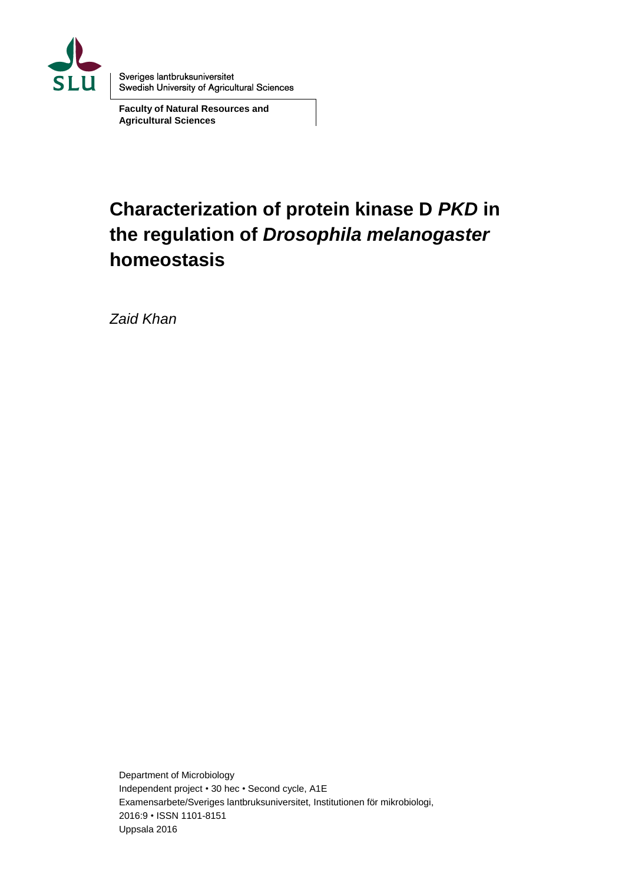Sveriges lantbruksuniversitet
Swedish University of Agricultural Sciences

**Faculty of Natural Resources and Agricultural Sciences**

# Characterization of protein kinase D *PKD* in the regulation of *Drosophila melanogaster* homeostasis

*Zaid Khan*

Department of Microbiology
Independent project • 30 hec • Second cycle, A1E
Examensarbete/Sveriges lantbruksuniversitet, Institutionen för mikrobiologi,
2016:9 • ISSN 1101-8151
Uppsala 2016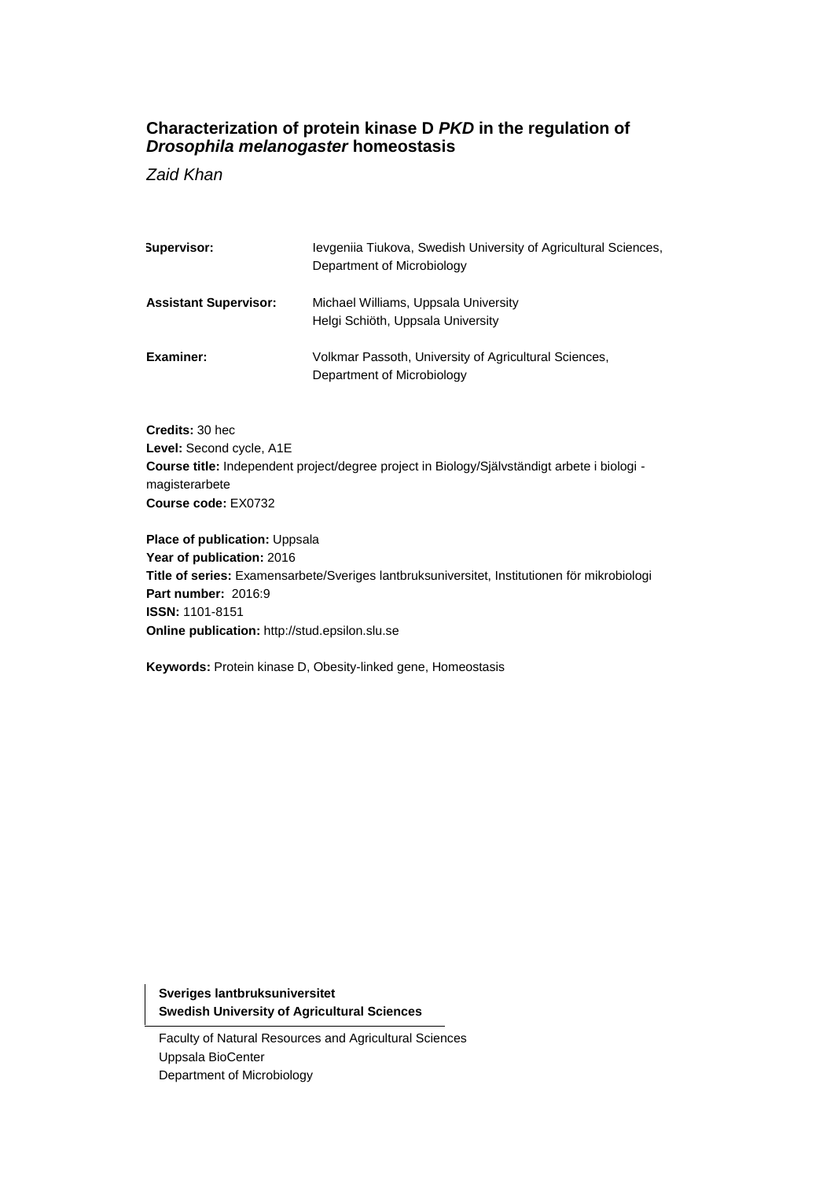# Characterization of protein kinase D *PKD* in the regulation of *Drosophila melanogaster* homeostasis

*Zaid Khan*

| | |
|---|---|
| **Supervisor:** | Ievgeniia Tiukova, Swedish University of Agricultural Sciences, Department of Microbiology |
| **Assistant Supervisor:** | Michael Williams, Uppsala University<br>Helgi Schiöth, Uppsala University |
| **Examiner:** | Volkmar Passoth, University of Agricultural Sciences, Department of Microbiology |

**Credits:** 30 hec
**Level:** Second cycle, A1E
**Course title:** Independent project/degree project in Biology/Självständigt arbete i biologi - magisterarbete
**Course code:** EX0732

**Place of publication:** Uppsala
**Year of publication:** 2016
**Title of series:** Examensarbete/Sveriges lantbruksuniversitet, Institutionen för mikrobiologi
**Part number:** 2016:9
**ISSN:** 1101-8151
**Online publication:** http://stud.epsilon.slu.se

**Keywords:** Protein kinase D, Obesity-linked gene, Homeostasis

**Sveriges lantbruksuniversitet**
**Swedish University of Agricultural Sciences**

Faculty of Natural Resources and Agricultural Sciences
Uppsala BioCenter
Department of Microbiology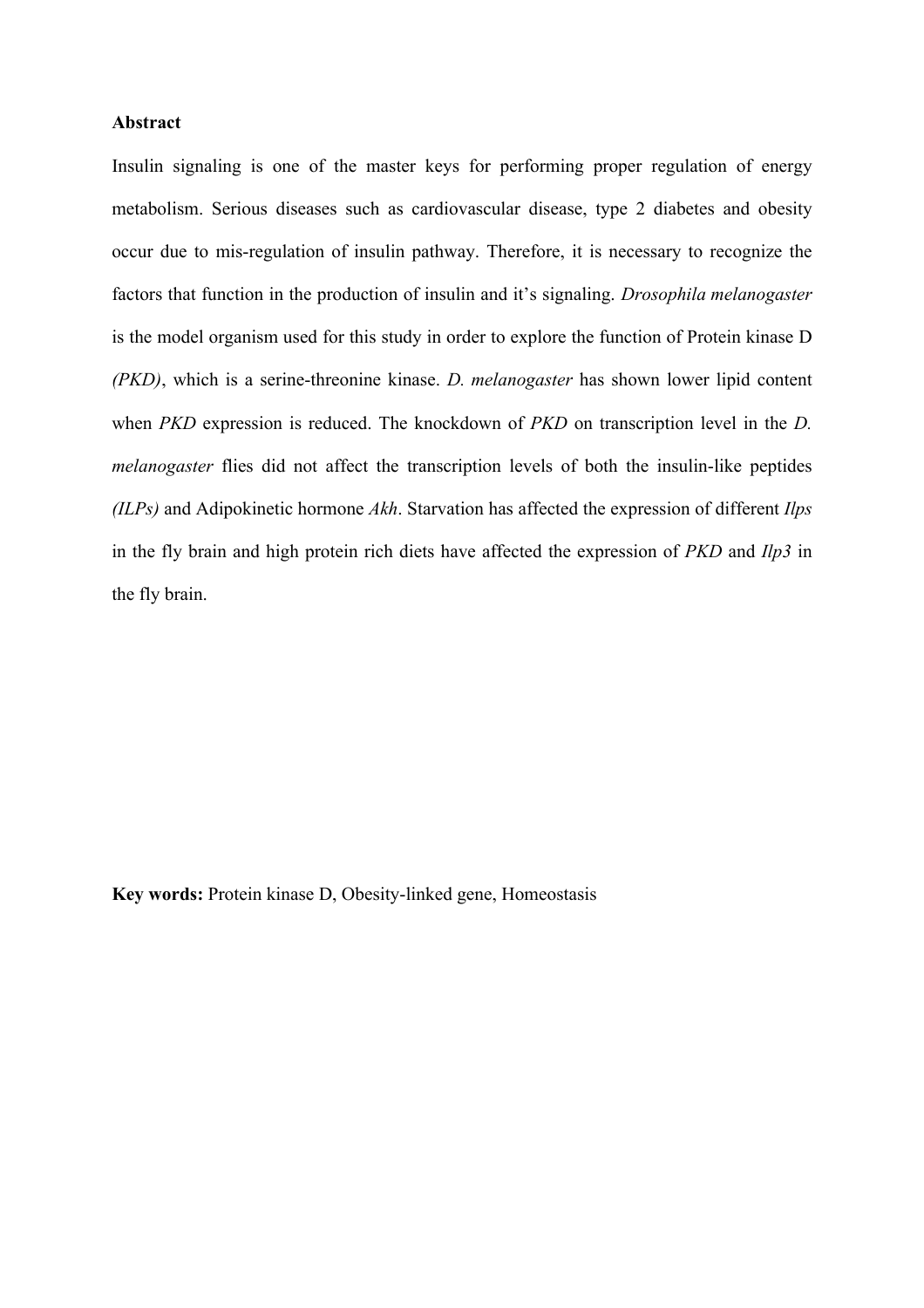**Abstract**

Insulin signaling is one of the master keys for performing proper regulation of energy metabolism. Serious diseases such as cardiovascular disease, type 2 diabetes and obesity occur due to mis-regulation of insulin pathway. Therefore, it is necessary to recognize the factors that function in the production of insulin and it's signaling. *Drosophila melanogaster* is the model organism used for this study in order to explore the function of Protein kinase D *(PKD)*, which is a serine-threonine kinase. *D. melanogaster* has shown lower lipid content when *PKD* expression is reduced. The knockdown of *PKD* on transcription level in the *D. melanogaster* flies did not affect the transcription levels of both the insulin-like peptides *(ILPs)* and Adipokinetic hormone *Akh*. Starvation has affected the expression of different *Ilps* in the fly brain and high protein rich diets have affected the expression of *PKD* and *Ilp3* in the fly brain.

**Key words:** Protein kinase D, Obesity-linked gene, Homeostasis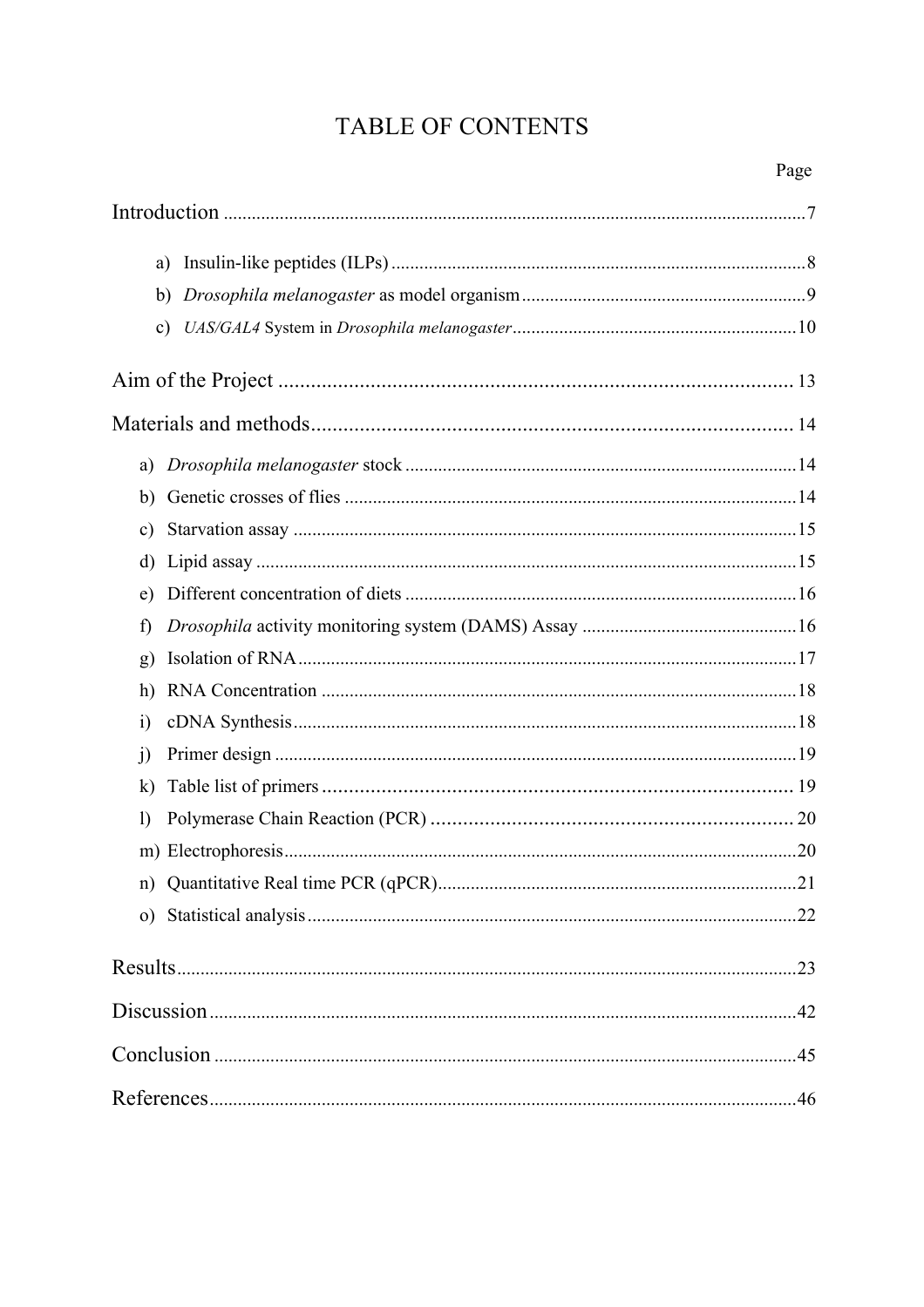# TABLE OF CONTENTS

| | Page |
|---|---|
| Introduction | 7 |
| a) Insulin-like peptides (ILPs) | 8 |
| b) *Drosophila melanogaster* as model organism | 9 |
| c) *UAS/GAL4* System in *Drosophila melanogaster* | 10 |
| Aim of the Project | 13 |
| Materials and methods | 14 |
| a) *Drosophila melanogaster* stock | 14 |
| b) Genetic crosses of flies | 14 |
| c) Starvation assay | 15 |
| d) Lipid assay | 15 |
| e) Different concentration of diets | 16 |
| f) *Drosophila* activity monitoring system (DAMS) Assay | 16 |
| g) Isolation of RNA | 17 |
| h) RNA Concentration | 18 |
| i) cDNA Synthesis | 18 |
| j) Primer design | 19 |
| k) Table list of primers | 19 |
| l) Polymerase Chain Reaction (PCR) | 20 |
| m) Electrophoresis | 20 |
| n) Quantitative Real time PCR (qPCR) | 21 |
| o) Statistical analysis | 22 |
| Results | 23 |
| Discussion | 42 |
| Conclusion | 45 |
| References | 46 |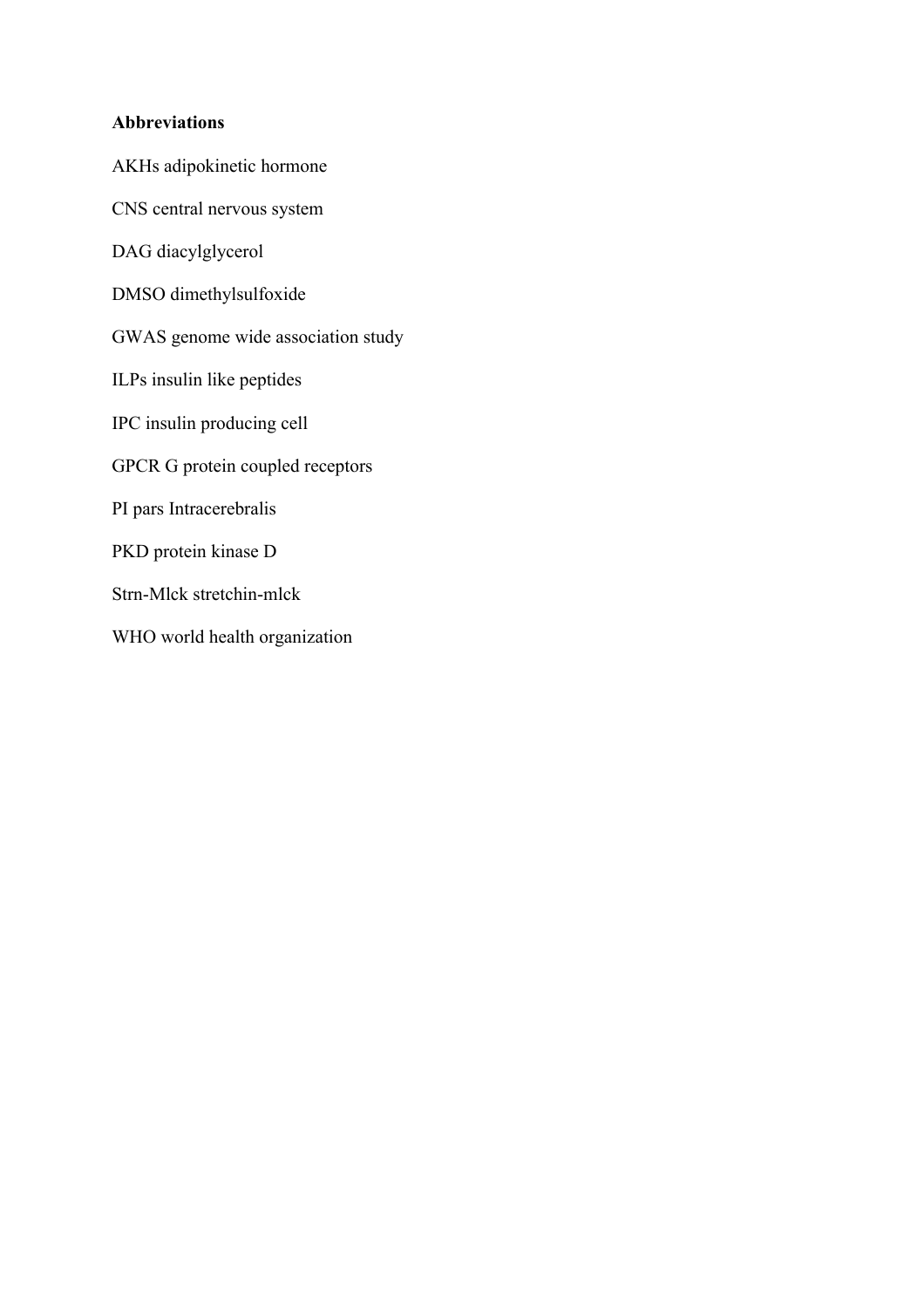**Abbreviations**

AKHs adipokinetic hormone

CNS central nervous system

DAG diacylglycerol

DMSO dimethylsulfoxide

GWAS genome wide association study

ILPs insulin like peptides

IPC insulin producing cell

GPCR G protein coupled receptors

PI pars Intracerebralis

PKD protein kinase D

Strn-Mlck stretchin-mlck

WHO world health organization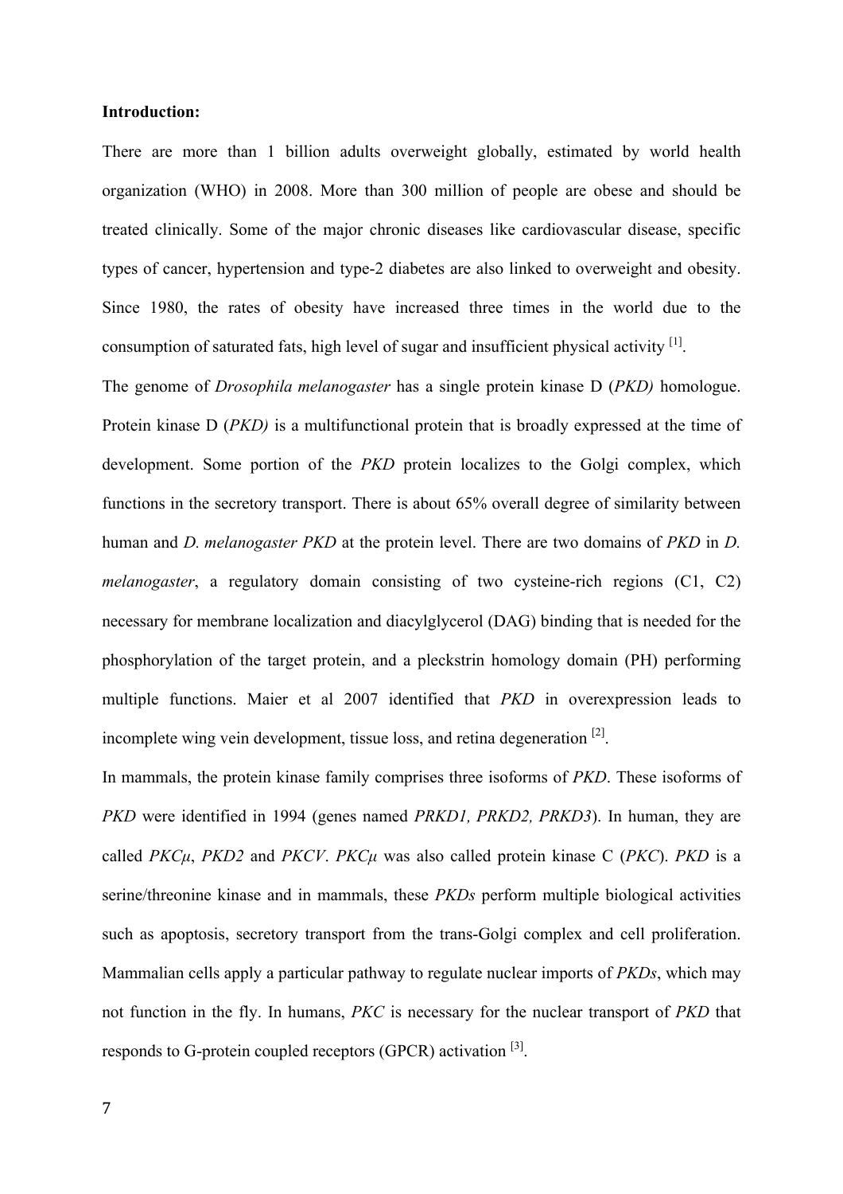**Introduction:**

There are more than 1 billion adults overweight globally, estimated by world health organization (WHO) in 2008. More than 300 million of people are obese and should be treated clinically. Some of the major chronic diseases like cardiovascular disease, specific types of cancer, hypertension and type-2 diabetes are also linked to overweight and obesity. Since 1980, the rates of obesity have increased three times in the world due to the consumption of saturated fats, high level of sugar and insufficient physical activity [1].

The genome of *Drosophila melanogaster* has a single protein kinase D (*PKD)* homologue. Protein kinase D (*PKD)* is a multifunctional protein that is broadly expressed at the time of development. Some portion of the *PKD* protein localizes to the Golgi complex, which functions in the secretory transport. There is about 65% overall degree of similarity between human and *D. melanogaster PKD* at the protein level. There are two domains of *PKD* in *D. melanogaster*, a regulatory domain consisting of two cysteine-rich regions (C1, C2) necessary for membrane localization and diacylglycerol (DAG) binding that is needed for the phosphorylation of the target protein, and a pleckstrin homology domain (PH) performing multiple functions. Maier et al 2007 identified that *PKD* in overexpression leads to incomplete wing vein development, tissue loss, and retina degeneration [2].

In mammals, the protein kinase family comprises three isoforms of *PKD*. These isoforms of *PKD* were identified in 1994 (genes named *PRKD1, PRKD2, PRKD3*). In human, they are called *PKCμ*, *PKD2* and *PKCV*. *PKCμ* was also called protein kinase C (*PKC*). *PKD* is a serine/threonine kinase and in mammals, these *PKDs* perform multiple biological activities such as apoptosis, secretory transport from the trans-Golgi complex and cell proliferation. Mammalian cells apply a particular pathway to regulate nuclear imports of *PKDs*, which may not function in the fly. In humans, *PKC* is necessary for the nuclear transport of *PKD* that responds to G-protein coupled receptors (GPCR) activation [3].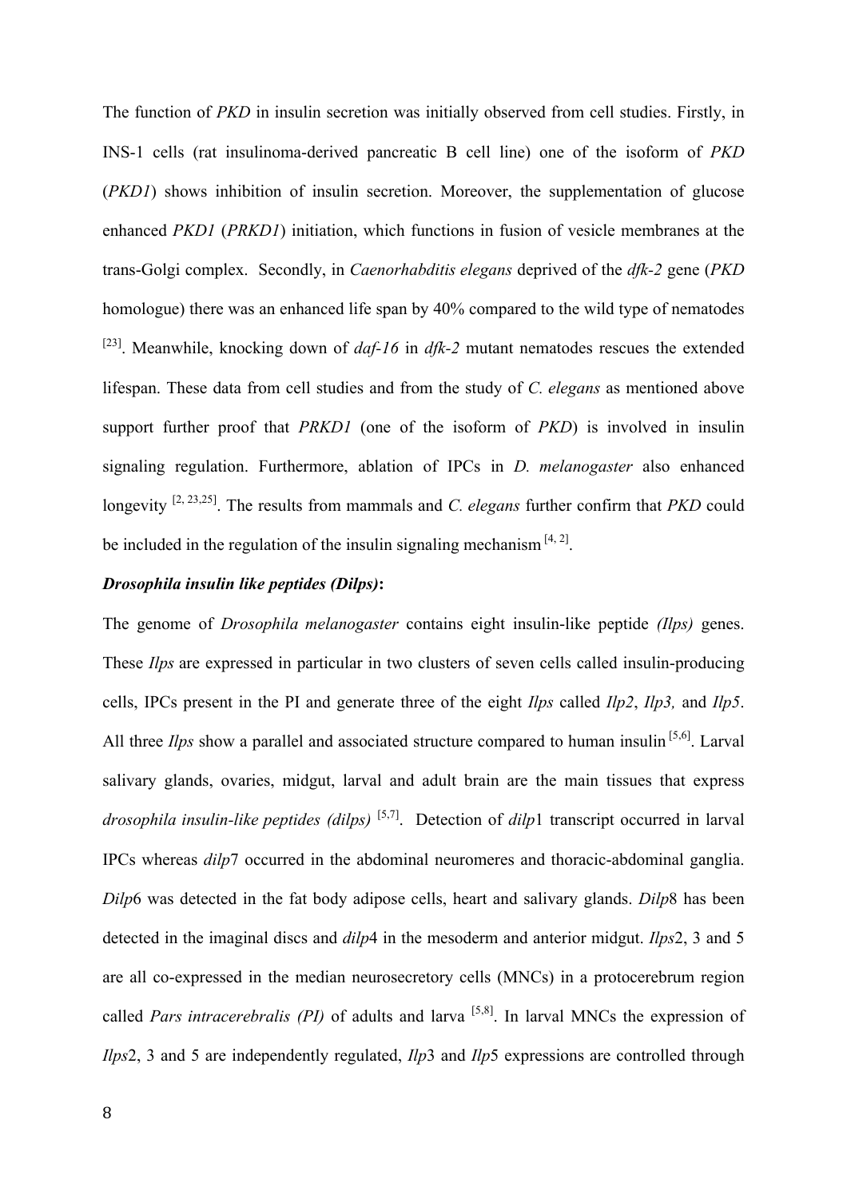The function of *PKD* in insulin secretion was initially observed from cell studies. Firstly, in INS-1 cells (rat insulinoma-derived pancreatic B cell line) one of the isoform of *PKD* (*PKD1*) shows inhibition of insulin secretion. Moreover, the supplementation of glucose enhanced *PKD1* (*PRKD1*) initiation, which functions in fusion of vesicle membranes at the trans-Golgi complex. Secondly, in *Caenorhabditis elegans* deprived of the *dfk-2* gene (*PKD* homologue) there was an enhanced life span by 40% compared to the wild type of nematodes [23]. Meanwhile, knocking down of *daf-16* in *dfk-2* mutant nematodes rescues the extended lifespan. These data from cell studies and from the study of *C. elegans* as mentioned above support further proof that *PRKD1* (one of the isoform of *PKD*) is involved in insulin signaling regulation. Furthermore, ablation of IPCs in *D. melanogaster* also enhanced longevity [2, 23,25]. The results from mammals and *C. elegans* further confirm that *PKD* could be included in the regulation of the insulin signaling mechanism [4, 2].

***Drosophila insulin like peptides (Dilps)*:**

The genome of *Drosophila melanogaster* contains eight insulin-like peptide *(Ilps)* genes. These *Ilps* are expressed in particular in two clusters of seven cells called insulin-producing cells, IPCs present in the PI and generate three of the eight *Ilps* called *Ilp2*, *Ilp3,* and *Ilp5*. All three *Ilps* show a parallel and associated structure compared to human insulin [5,6]. Larval salivary glands, ovaries, midgut, larval and adult brain are the main tissues that express *drosophila insulin-like peptides (dilps)* [5,7]. Detection of *dilp*1 transcript occurred in larval IPCs whereas *dilp*7 occurred in the abdominal neuromeres and thoracic-abdominal ganglia. *Dilp*6 was detected in the fat body adipose cells, heart and salivary glands. *Dilp*8 has been detected in the imaginal discs and *dilp*4 in the mesoderm and anterior midgut. *Ilps*2, 3 and 5 are all co-expressed in the median neurosecretory cells (MNCs) in a protocerebrum region called *Pars intracerebralis (PI)* of adults and larva [5,8]. In larval MNCs the expression of *Ilps*2, 3 and 5 are independently regulated, *Ilp*3 and *Ilp*5 expressions are controlled through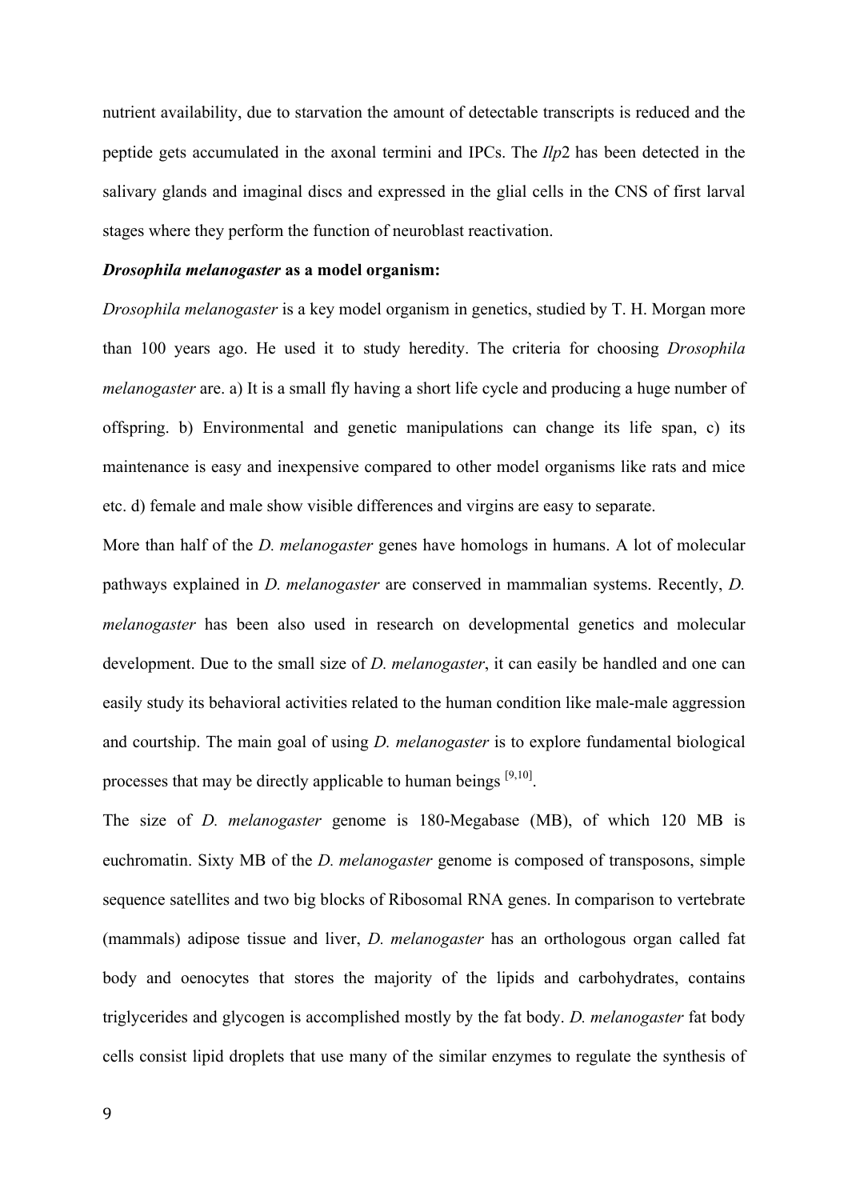nutrient availability, due to starvation the amount of detectable transcripts is reduced and the peptide gets accumulated in the axonal termini and IPCs. The *Ilp*2 has been detected in the salivary glands and imaginal discs and expressed in the glial cells in the CNS of first larval stages where they perform the function of neuroblast reactivation.

***Drosophila melanogaster* as a model organism:**

*Drosophila melanogaster* is a key model organism in genetics, studied by T. H. Morgan more than 100 years ago. He used it to study heredity. The criteria for choosing *Drosophila melanogaster* are. a) It is a small fly having a short life cycle and producing a huge number of offspring. b) Environmental and genetic manipulations can change its life span, c) its maintenance is easy and inexpensive compared to other model organisms like rats and mice etc. d) female and male show visible differences and virgins are easy to separate.

More than half of the *D. melanogaster* genes have homologs in humans. A lot of molecular pathways explained in *D. melanogaster* are conserved in mammalian systems. Recently, *D. melanogaster* has been also used in research on developmental genetics and molecular development. Due to the small size of *D. melanogaster*, it can easily be handled and one can easily study its behavioral activities related to the human condition like male-male aggression and courtship. The main goal of using *D. melanogaster* is to explore fundamental biological processes that may be directly applicable to human beings [9,10].

The size of *D. melanogaster* genome is 180-Megabase (MB), of which 120 MB is euchromatin. Sixty MB of the *D. melanogaster* genome is composed of transposons, simple sequence satellites and two big blocks of Ribosomal RNA genes. In comparison to vertebrate (mammals) adipose tissue and liver, *D. melanogaster* has an orthologous organ called fat body and oenocytes that stores the majority of the lipids and carbohydrates, contains triglycerides and glycogen is accomplished mostly by the fat body. *D. melanogaster* fat body cells consist lipid droplets that use many of the similar enzymes to regulate the synthesis of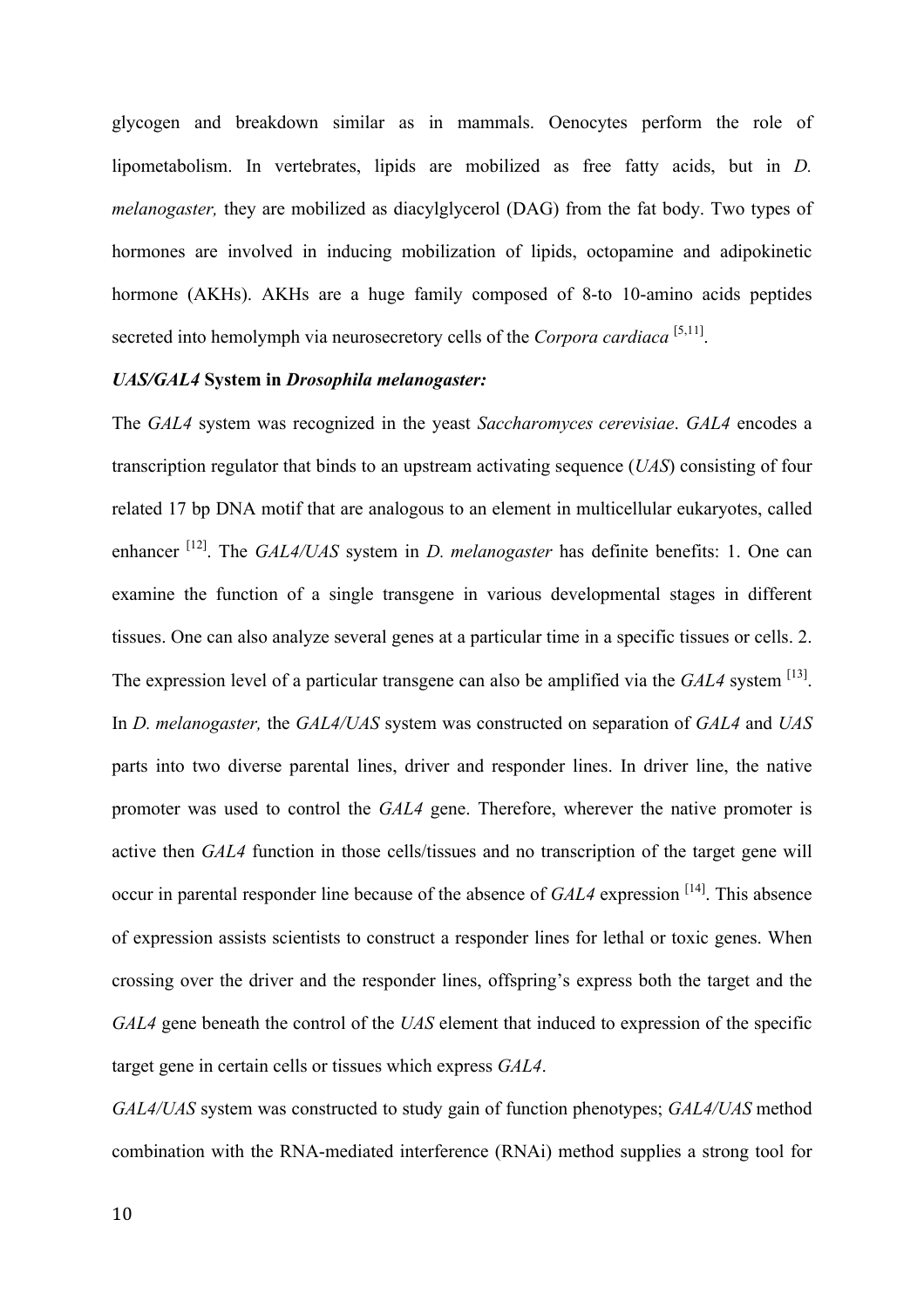glycogen and breakdown similar as in mammals. Oenocytes perform the role of lipometabolism. In vertebrates, lipids are mobilized as free fatty acids, but in *D. melanogaster,* they are mobilized as diacylglycerol (DAG) from the fat body. Two types of hormones are involved in inducing mobilization of lipids, octopamine and adipokinetic hormone (AKHs). AKHs are a huge family composed of 8-to 10-amino acids peptides secreted into hemolymph via neurosecretory cells of the *Corpora cardiaca* [5,11].

***UAS/GAL4* System in *Drosophila melanogaster:***

The *GAL4* system was recognized in the yeast *Saccharomyces cerevisiae*. *GAL4* encodes a transcription regulator that binds to an upstream activating sequence (*UAS*) consisting of four related 17 bp DNA motif that are analogous to an element in multicellular eukaryotes, called enhancer [12]. The *GAL4/UAS* system in *D. melanogaster* has definite benefits: 1. One can examine the function of a single transgene in various developmental stages in different tissues. One can also analyze several genes at a particular time in a specific tissues or cells. 2. The expression level of a particular transgene can also be amplified via the *GAL4* system [13]. In *D. melanogaster,* the *GAL4/UAS* system was constructed on separation of *GAL4* and *UAS* parts into two diverse parental lines, driver and responder lines. In driver line, the native promoter was used to control the *GAL4* gene. Therefore, wherever the native promoter is active then *GAL4* function in those cells/tissues and no transcription of the target gene will occur in parental responder line because of the absence of *GAL4* expression [14]. This absence of expression assists scientists to construct a responder lines for lethal or toxic genes. When crossing over the driver and the responder lines, offspring's express both the target and the *GAL4* gene beneath the control of the *UAS* element that induced to expression of the specific target gene in certain cells or tissues which express *GAL4*.

*GAL4/UAS* system was constructed to study gain of function phenotypes; *GAL4/UAS* method combination with the RNA-mediated interference (RNAi) method supplies a strong tool for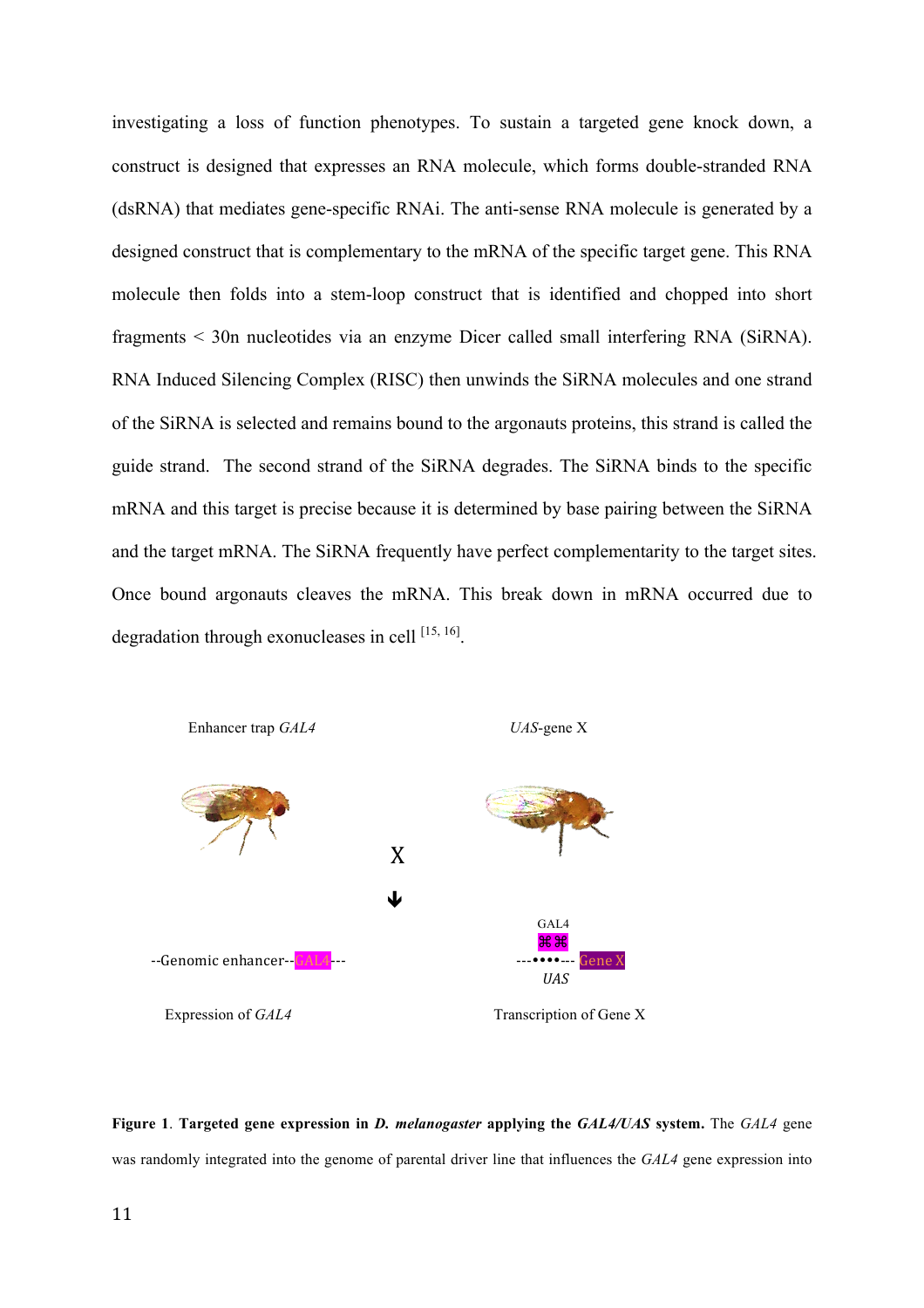investigating a loss of function phenotypes. To sustain a targeted gene knock down, a construct is designed that expresses an RNA molecule, which forms double-stranded RNA (dsRNA) that mediates gene-specific RNAi. The anti-sense RNA molecule is generated by a designed construct that is complementary to the mRNA of the specific target gene. This RNA molecule then folds into a stem-loop construct that is identified and chopped into short fragments < 30n nucleotides via an enzyme Dicer called small interfering RNA (SiRNA). RNA Induced Silencing Complex (RISC) then unwinds the SiRNA molecules and one strand of the SiRNA is selected and remains bound to the argonauts proteins, this strand is called the guide strand. The second strand of the SiRNA degrades. The SiRNA binds to the specific mRNA and this target is precise because it is determined by base pairing between the SiRNA and the target mRNA. The SiRNA frequently have perfect complementarity to the target sites. Once bound argonauts cleaves the mRNA. This break down in mRNA occurred due to degradation through exonucleases in cell [15, 16].

Enhancer trap *GAL4* | *UAS*-gene X

X

--Genomic enhancer--GAL4---

GAL4

---••••--- Gene X

*UAS*

Expression of *GAL4* | Transcription of Gene X

**Figure 1**. **Targeted gene expression in *D. melanogaster* applying the *GAL4/UAS* system.** The *GAL4* gene was randomly integrated into the genome of parental driver line that influences the *GAL4* gene expression into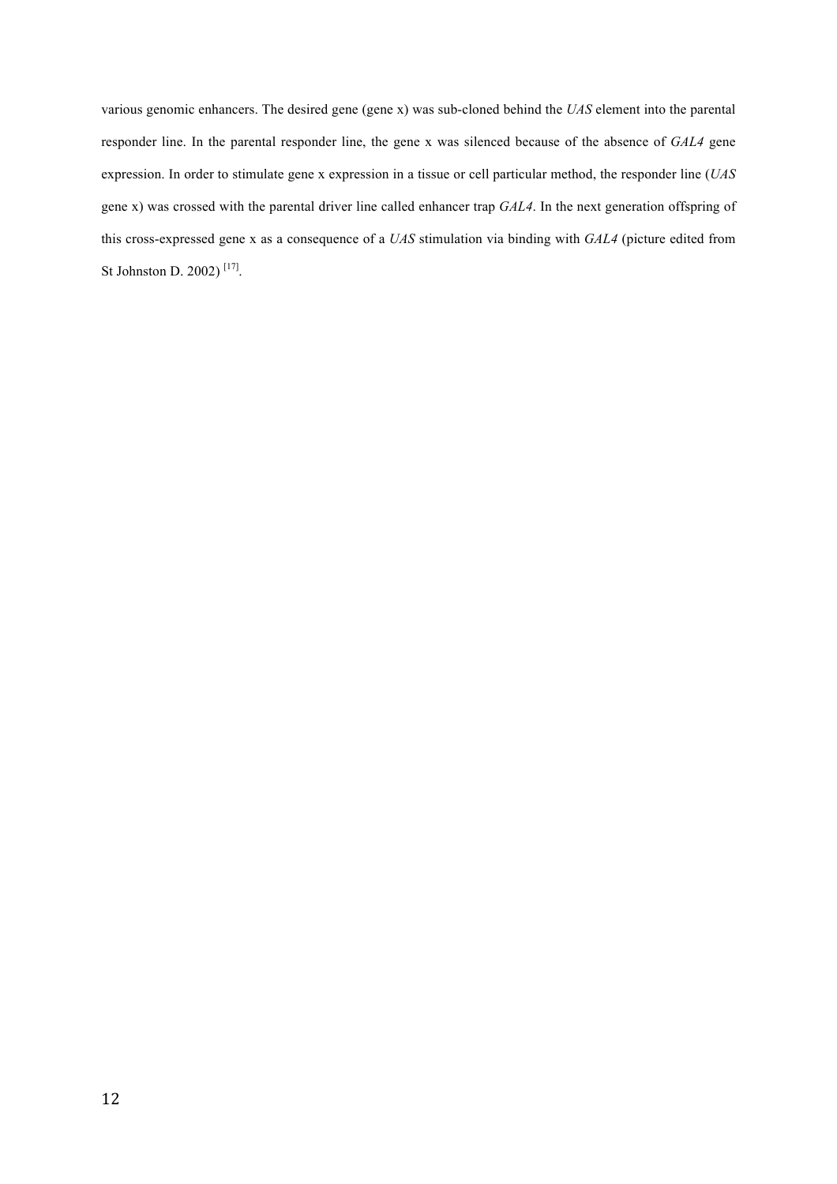various genomic enhancers. The desired gene (gene x) was sub-cloned behind the *UAS* element into the parental responder line. In the parental responder line, the gene x was silenced because of the absence of *GAL4* gene expression. In order to stimulate gene x expression in a tissue or cell particular method, the responder line (*UAS* gene x) was crossed with the parental driver line called enhancer trap *GAL4*. In the next generation offspring of this cross-expressed gene x as a consequence of a *UAS* stimulation via binding with *GAL4* (picture edited from St Johnston D. 2002) [17].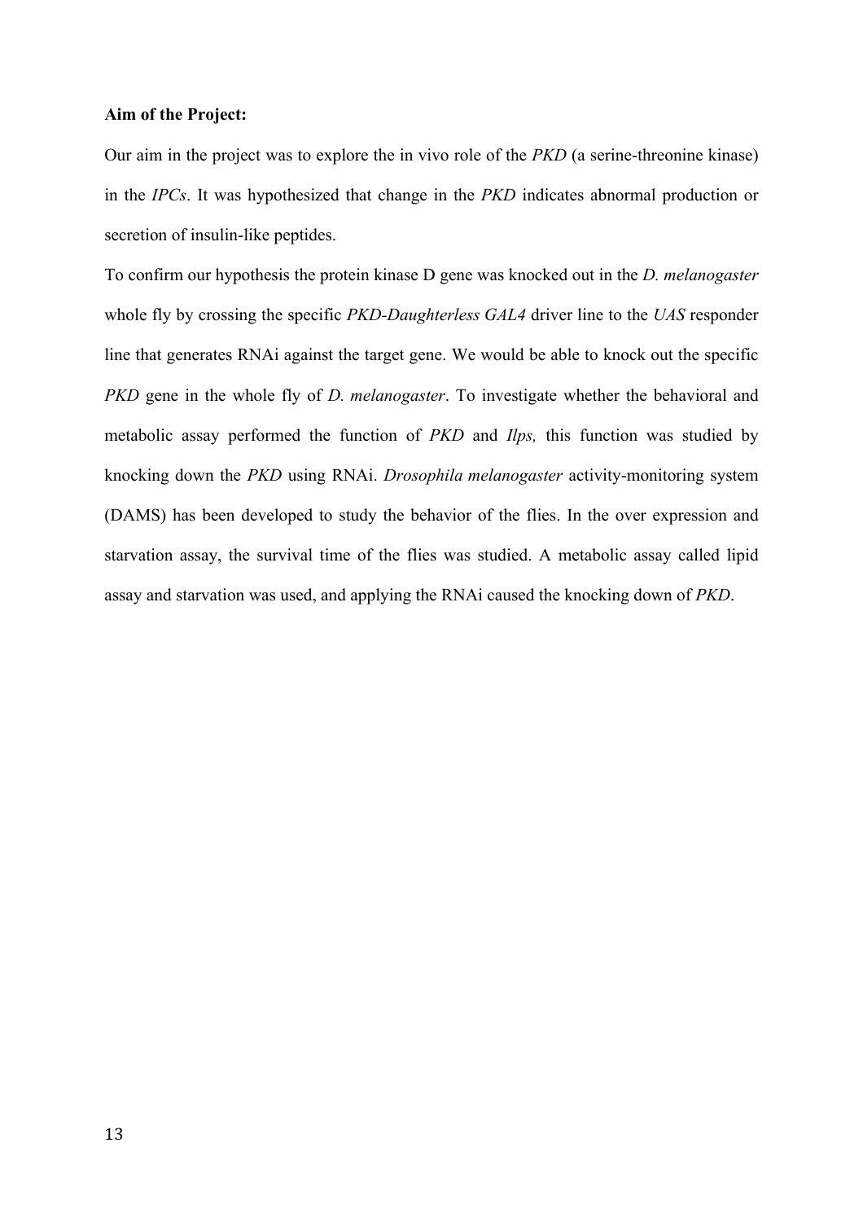**Aim of the Project:**

Our aim in the project was to explore the in vivo role of the *PKD* (a serine-threonine kinase) in the *IPCs*. It was hypothesized that change in the *PKD* indicates abnormal production or secretion of insulin-like peptides.

To confirm our hypothesis the protein kinase D gene was knocked out in the *D. melanogaster* whole fly by crossing the specific *PKD-Daughterless GAL4* driver line to the *UAS* responder line that generates RNAi against the target gene. We would be able to knock out the specific *PKD* gene in the whole fly of *D. melanogaster*. To investigate whether the behavioral and metabolic assay performed the function of *PKD* and *Ilps,* this function was studied by knocking down the *PKD* using RNAi. *Drosophila melanogaster* activity-monitoring system (DAMS) has been developed to study the behavior of the flies. In the over expression and starvation assay, the survival time of the flies was studied. A metabolic assay called lipid assay and starvation was used, and applying the RNAi caused the knocking down of *PKD*.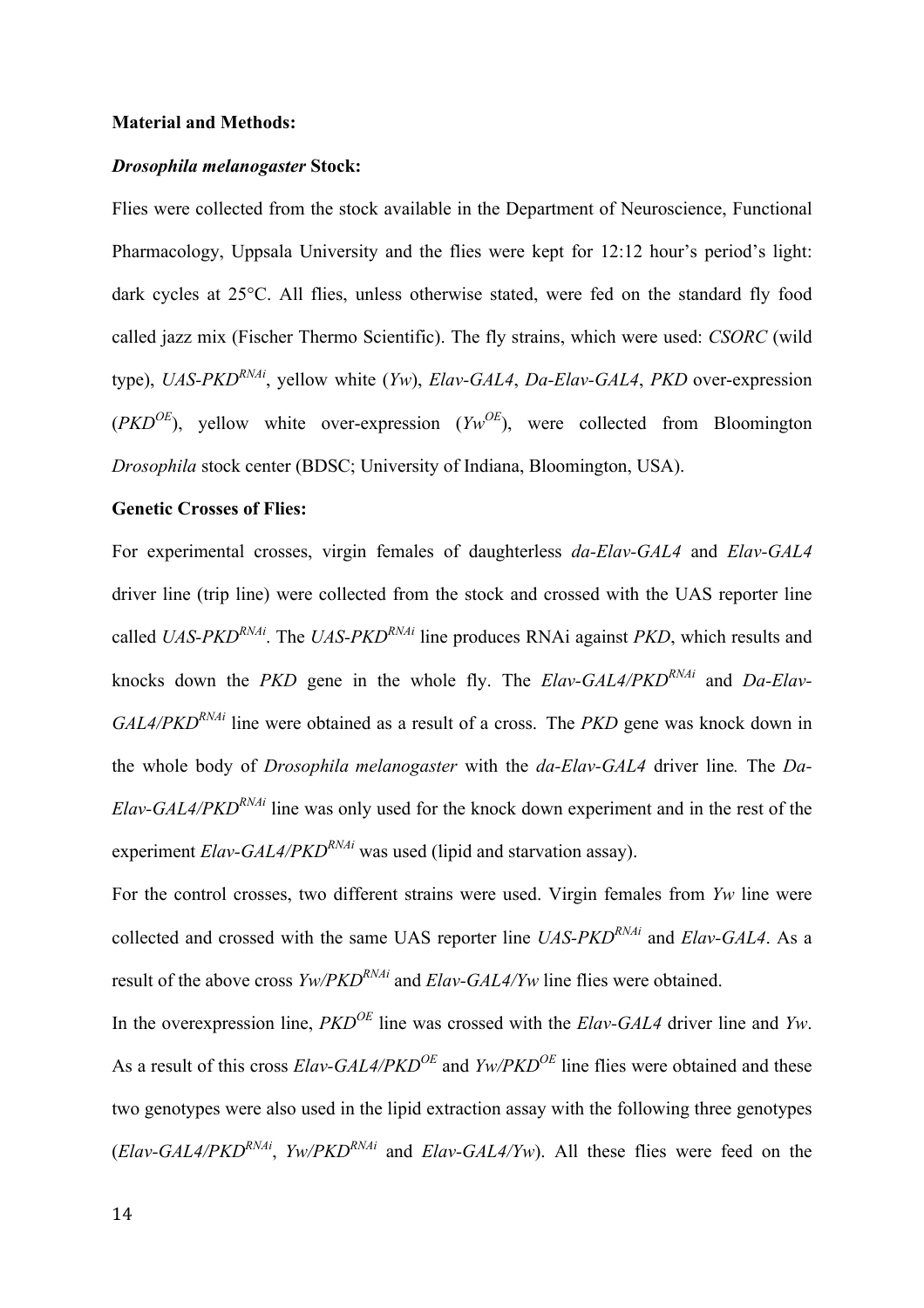**Material and Methods:**

***Drosophila melanogaster* Stock:**

Flies were collected from the stock available in the Department of Neuroscience, Functional Pharmacology, Uppsala University and the flies were kept for 12:12 hour's period's light: dark cycles at 25°C. All flies, unless otherwise stated, were fed on the standard fly food called jazz mix (Fischer Thermo Scientific). The fly strains, which were used: *CSORC* (wild type), *UAS-PKD$^{RNAi}$*, yellow white (*Yw*), *Elav-GAL4*, *Da-Elav-GAL4*, *PKD* over-expression (*PKD$^{OE}$*), yellow white over-expression (*Yw$^{OE}$*), were collected from Bloomington *Drosophila* stock center (BDSC; University of Indiana, Bloomington, USA).

**Genetic Crosses of Flies:**

For experimental crosses, virgin females of daughterless *da-Elav-GAL4* and *Elav-GAL4* driver line (trip line) were collected from the stock and crossed with the UAS reporter line called *UAS-PKD$^{RNAi}$*. The *UAS-PKD$^{RNAi}$* line produces RNAi against *PKD*, which results and knocks down the *PKD* gene in the whole fly. The *Elav-GAL4/PKD$^{RNAi}$* and *Da-Elav-GAL4/PKD$^{RNAi}$* line were obtained as a result of a cross. The *PKD* gene was knock down in the whole body of *Drosophila melanogaster* with the *da-Elav-GAL4* driver line*.* The *Da-Elav-GAL4/PKD$^{RNAi}$* line was only used for the knock down experiment and in the rest of the experiment *Elav-GAL4/PKD$^{RNAi}$* was used (lipid and starvation assay).

For the control crosses, two different strains were used. Virgin females from *Yw* line were collected and crossed with the same UAS reporter line *UAS-PKD$^{RNAi}$* and *Elav-GAL4*. As a result of the above cross *Yw/PKD$^{RNAi}$* and *Elav-GAL4/Yw* line flies were obtained.

In the overexpression line, *PKD$^{OE}$* line was crossed with the *Elav-GAL4* driver line and *Yw*. As a result of this cross *Elav-GAL4/PKD$^{OE}$* and *Yw/PKD$^{OE}$* line flies were obtained and these two genotypes were also used in the lipid extraction assay with the following three genotypes (*Elav-GAL4/PKD$^{RNAi}$*, *Yw/PKD$^{RNAi}$* and *Elav-GAL4/Yw*). All these flies were feed on the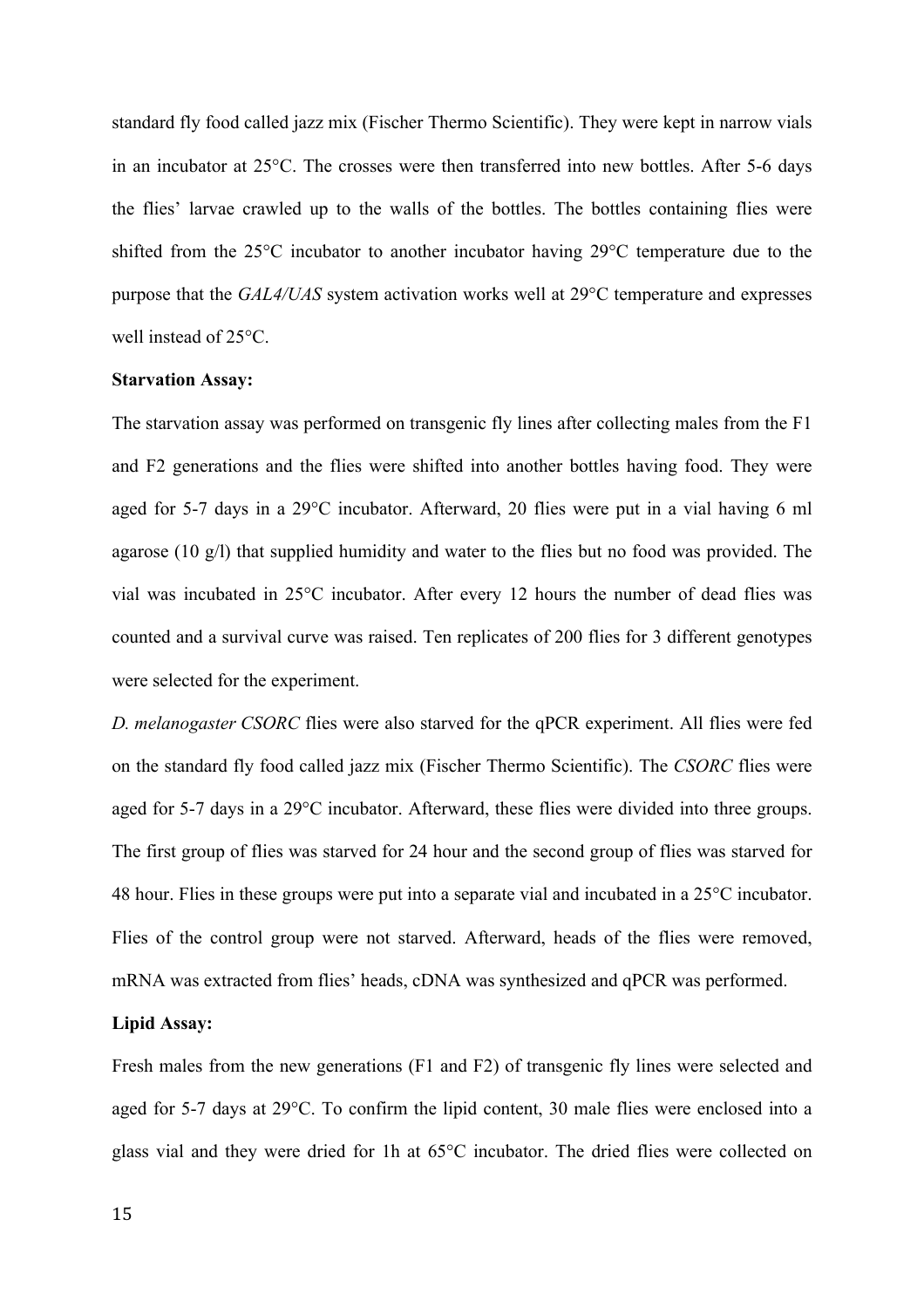standard fly food called jazz mix (Fischer Thermo Scientific). They were kept in narrow vials in an incubator at 25°C. The crosses were then transferred into new bottles. After 5-6 days the flies' larvae crawled up to the walls of the bottles. The bottles containing flies were shifted from the 25°C incubator to another incubator having 29°C temperature due to the purpose that the *GAL4/UAS* system activation works well at 29°C temperature and expresses well instead of 25°C.

**Starvation Assay:**

The starvation assay was performed on transgenic fly lines after collecting males from the F1 and F2 generations and the flies were shifted into another bottles having food. They were aged for 5-7 days in a 29°C incubator. Afterward, 20 flies were put in a vial having 6 ml agarose (10 g/l) that supplied humidity and water to the flies but no food was provided. The vial was incubated in 25°C incubator. After every 12 hours the number of dead flies was counted and a survival curve was raised. Ten replicates of 200 flies for 3 different genotypes were selected for the experiment.

*D. melanogaster CSORC* flies were also starved for the qPCR experiment. All flies were fed on the standard fly food called jazz mix (Fischer Thermo Scientific). The *CSORC* flies were aged for 5-7 days in a 29°C incubator. Afterward, these flies were divided into three groups. The first group of flies was starved for 24 hour and the second group of flies was starved for 48 hour. Flies in these groups were put into a separate vial and incubated in a 25°C incubator. Flies of the control group were not starved. Afterward, heads of the flies were removed, mRNA was extracted from flies' heads, cDNA was synthesized and qPCR was performed.

**Lipid Assay:**

Fresh males from the new generations (F1 and F2) of transgenic fly lines were selected and aged for 5-7 days at 29°C. To confirm the lipid content, 30 male flies were enclosed into a glass vial and they were dried for 1h at 65°C incubator. The dried flies were collected on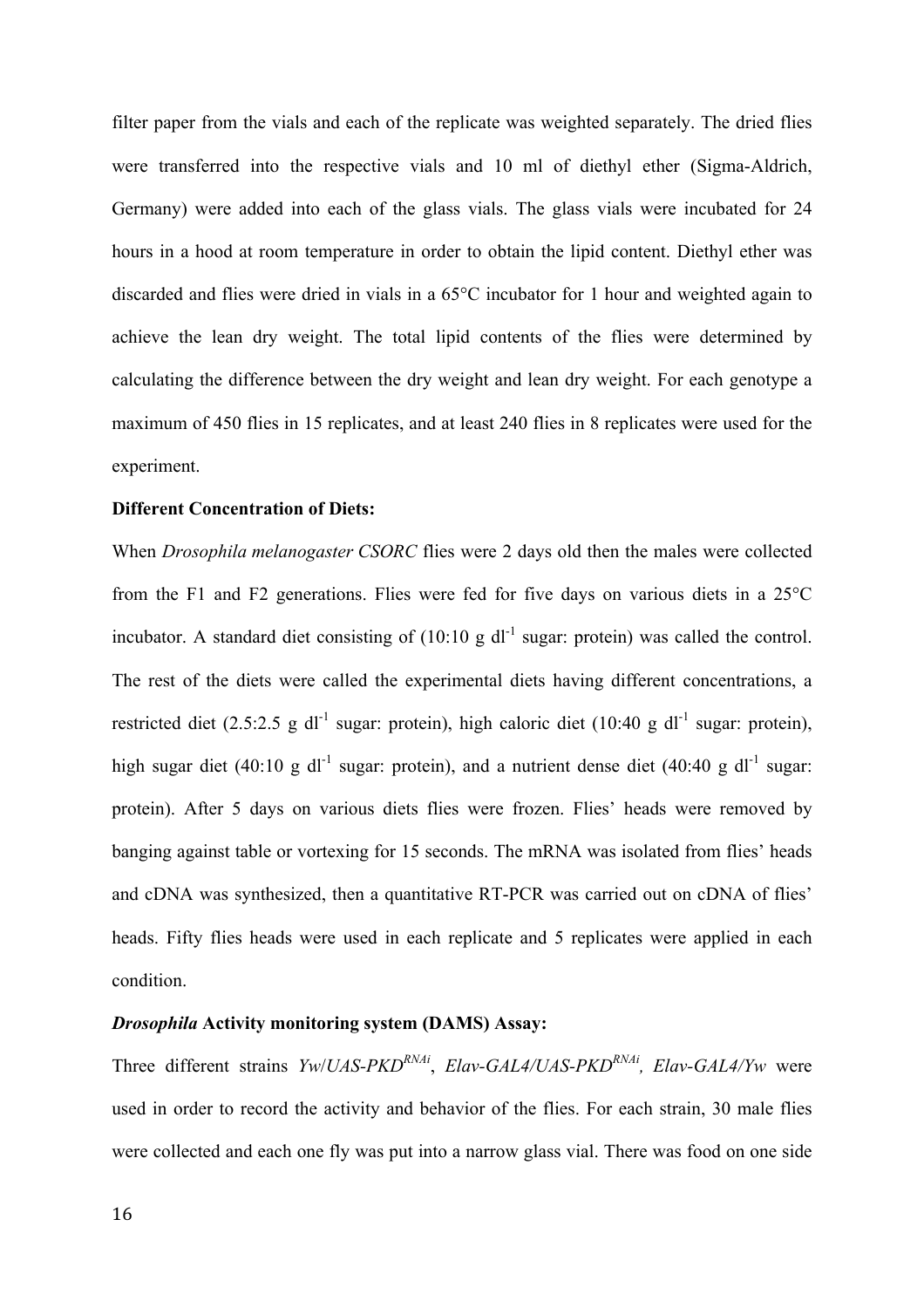filter paper from the vials and each of the replicate was weighted separately. The dried flies were transferred into the respective vials and 10 ml of diethyl ether (Sigma-Aldrich, Germany) were added into each of the glass vials. The glass vials were incubated for 24 hours in a hood at room temperature in order to obtain the lipid content. Diethyl ether was discarded and flies were dried in vials in a 65°C incubator for 1 hour and weighted again to achieve the lean dry weight. The total lipid contents of the flies were determined by calculating the difference between the dry weight and lean dry weight. For each genotype a maximum of 450 flies in 15 replicates, and at least 240 flies in 8 replicates were used for the experiment.

**Different Concentration of Diets:**

When *Drosophila melanogaster CSORC* flies were 2 days old then the males were collected from the F1 and F2 generations. Flies were fed for five days on various diets in a 25°C incubator. A standard diet consisting of (10:10 g $dl^{-1}$ sugar: protein) was called the control. The rest of the diets were called the experimental diets having different concentrations, a restricted diet (2.5:2.5 g $dl^{-1}$ sugar: protein), high caloric diet (10:40 g $dl^{-1}$ sugar: protein), high sugar diet (40:10 g $dl^{-1}$ sugar: protein), and a nutrient dense diet (40:40 g $dl^{-1}$ sugar: protein). After 5 days on various diets flies were frozen. Flies' heads were removed by banging against table or vortexing for 15 seconds. The mRNA was isolated from flies' heads and cDNA was synthesized, then a quantitative RT-PCR was carried out on cDNA of flies' heads. Fifty flies heads were used in each replicate and 5 replicates were applied in each condition.

***Drosophila* Activity monitoring system (DAMS) Assay:**

Three different strains *Yw/UAS-PKD$^{RNAi}$*, *Elav-GAL4/UAS-PKD$^{RNAi}$*, *Elav-GAL4/Yw* were used in order to record the activity and behavior of the flies. For each strain, 30 male flies were collected and each one fly was put into a narrow glass vial. There was food on one side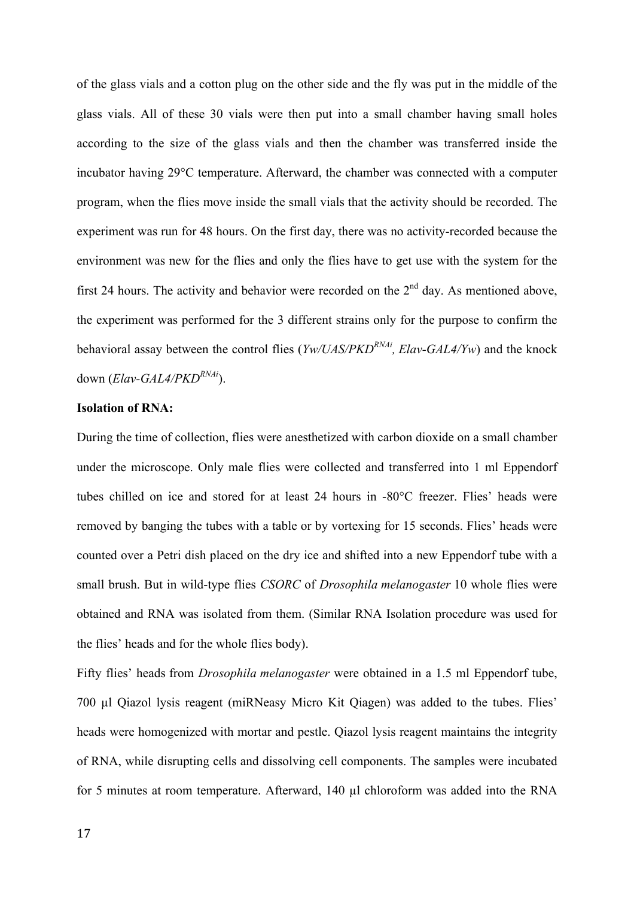of the glass vials and a cotton plug on the other side and the fly was put in the middle of the glass vials. All of these 30 vials were then put into a small chamber having small holes according to the size of the glass vials and then the chamber was transferred inside the incubator having 29°C temperature. Afterward, the chamber was connected with a computer program, when the flies move inside the small vials that the activity should be recorded. The experiment was run for 48 hours. On the first day, there was no activity-recorded because the environment was new for the flies and only the flies have to get use with the system for the first 24 hours. The activity and behavior were recorded on the 2nd day. As mentioned above, the experiment was performed for the 3 different strains only for the purpose to confirm the behavioral assay between the control flies (*Yw/UAS/PKD$^{RNAi}$, Elav-GAL4/Yw*) and the knock down (*Elav-GAL4/PKD$^{RNAi}$*).

**Isolation of RNA:**

During the time of collection, flies were anesthetized with carbon dioxide on a small chamber under the microscope. Only male flies were collected and transferred into 1 ml Eppendorf tubes chilled on ice and stored for at least 24 hours in -80°C freezer. Flies' heads were removed by banging the tubes with a table or by vortexing for 15 seconds. Flies' heads were counted over a Petri dish placed on the dry ice and shifted into a new Eppendorf tube with a small brush. But in wild-type flies *CSORC* of *Drosophila melanogaster* 10 whole flies were obtained and RNA was isolated from them. (Similar RNA Isolation procedure was used for the flies' heads and for the whole flies body).

Fifty flies' heads from *Drosophila melanogaster* were obtained in a 1.5 ml Eppendorf tube, 700 µl Qiazol lysis reagent (miRNeasy Micro Kit Qiagen) was added to the tubes. Flies' heads were homogenized with mortar and pestle. Qiazol lysis reagent maintains the integrity of RNA, while disrupting cells and dissolving cell components. The samples were incubated for 5 minutes at room temperature. Afterward, 140 µl chloroform was added into the RNA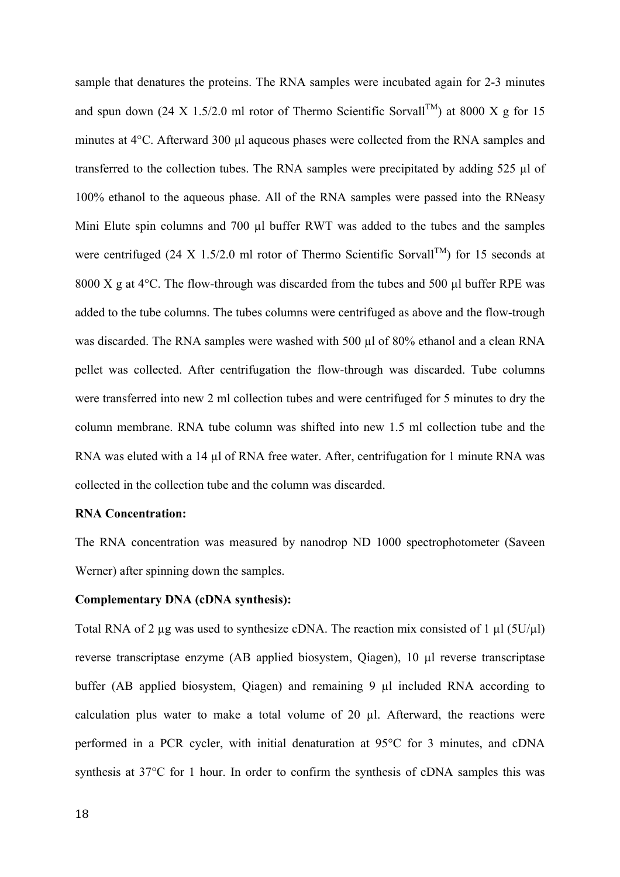sample that denatures the proteins. The RNA samples were incubated again for 2-3 minutes and spun down (24 X 1.5/2.0 ml rotor of Thermo Scientific Sorvall$^{TM}$) at 8000 X g for 15 minutes at 4°C. Afterward 300 µl aqueous phases were collected from the RNA samples and transferred to the collection tubes. The RNA samples were precipitated by adding 525 µl of 100% ethanol to the aqueous phase. All of the RNA samples were passed into the RNeasy Mini Elute spin columns and 700 µl buffer RWT was added to the tubes and the samples were centrifuged (24 X 1.5/2.0 ml rotor of Thermo Scientific Sorvall$^{TM}$) for 15 seconds at 8000 X g at 4°C. The flow-through was discarded from the tubes and 500 µl buffer RPE was added to the tube columns. The tubes columns were centrifuged as above and the flow-trough was discarded. The RNA samples were washed with 500 µl of 80% ethanol and a clean RNA pellet was collected. After centrifugation the flow-through was discarded. Tube columns were transferred into new 2 ml collection tubes and were centrifuged for 5 minutes to dry the column membrane. RNA tube column was shifted into new 1.5 ml collection tube and the RNA was eluted with a 14 µl of RNA free water. After, centrifugation for 1 minute RNA was collected in the collection tube and the column was discarded.

**RNA Concentration:**

The RNA concentration was measured by nanodrop ND 1000 spectrophotometer (Saveen Werner) after spinning down the samples.

**Complementary DNA (cDNA synthesis):**

Total RNA of 2 µg was used to synthesize cDNA. The reaction mix consisted of 1 µl (5U/µl) reverse transcriptase enzyme (AB applied biosystem, Qiagen), 10 µl reverse transcriptase buffer (AB applied biosystem, Qiagen) and remaining 9 µl included RNA according to calculation plus water to make a total volume of 20 µl. Afterward, the reactions were performed in a PCR cycler, with initial denaturation at 95°C for 3 minutes, and cDNA synthesis at 37°C for 1 hour. In order to confirm the synthesis of cDNA samples this was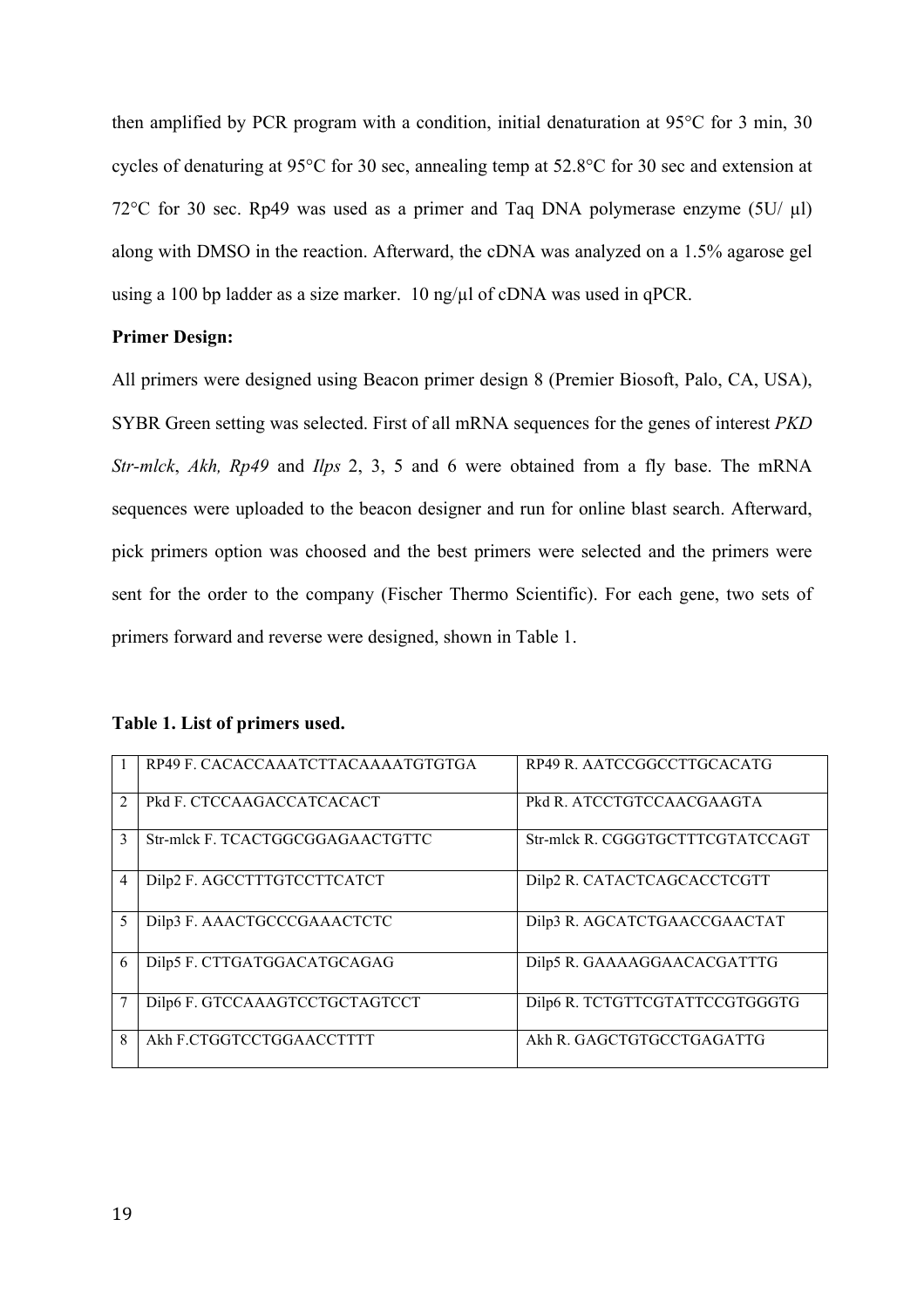then amplified by PCR program with a condition, initial denaturation at 95°C for 3 min, 30 cycles of denaturing at 95°C for 30 sec, annealing temp at 52.8°C for 30 sec and extension at 72°C for 30 sec. Rp49 was used as a primer and Taq DNA polymerase enzyme (5U/ µl) along with DMSO in the reaction. Afterward, the cDNA was analyzed on a 1.5% agarose gel using a 100 bp ladder as a size marker. 10 ng/µl of cDNA was used in qPCR.

**Primer Design:**

All primers were designed using Beacon primer design 8 (Premier Biosoft, Palo, CA, USA), SYBR Green setting was selected. First of all mRNA sequences for the genes of interest *PKD Str-mlck*, *Akh, Rp49* and *Ilps* 2, 3, 5 and 6 were obtained from a fly base. The mRNA sequences were uploaded to the beacon designer and run for online blast search. Afterward, pick primers option was choosed and the best primers were selected and the primers were sent for the order to the company (Fischer Thermo Scientific). For each gene, two sets of primers forward and reverse were designed, shown in Table 1.

**Table 1. List of primers used.**

| | | |
|---|---|---|
| 1 | RP49 F. CACACCAAATCTTACAAAATGTGTGA | RP49 R. AATCCGGCCTTGCACATG |
| 2 | Pkd F. CTCCAAGACCATCACACT | Pkd R. ATCCTGTCCAACGAAGTA |
| 3 | Str-mlck F. TCACTGGCGGAGAACTGTTC | Str-mlck R. CGGGTGCTTTCGTATCCAGT |
| 4 | Dilp2 F. AGCCTTTGTCCTTCATCT | Dilp2 R. CATACTCAGCACCTCGTT |
| 5 | Dilp3 F. AAACTGCCCGAAACTCTC | Dilp3 R. AGCATCTGAACCGAACTAT |
| 6 | Dilp5 F. CTTGATGGACATGCAGAG | Dilp5 R. GAAAAGGAACACGATTTG |
| 7 | Dilp6 F. GTCCAAAGTCCTGCTAGTCCT | Dilp6 R. TCTGTTCGTATTCCGTGGGTG |
| 8 | Akh F.CTGGTCCTGGAACCTTTT | Akh R. GAGCTGTGCCTGAGATTG |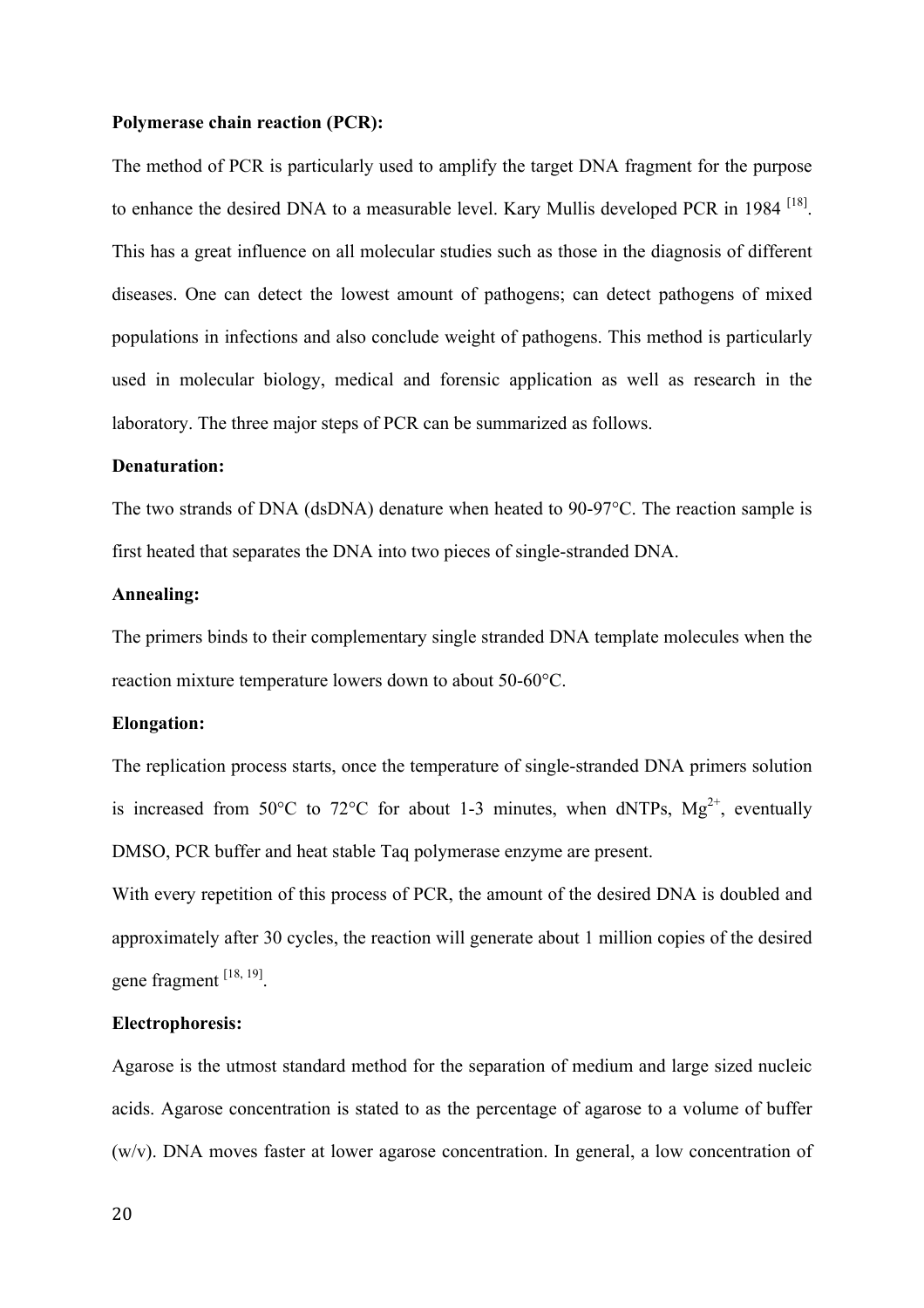**Polymerase chain reaction (PCR):**

The method of PCR is particularly used to amplify the target DNA fragment for the purpose to enhance the desired DNA to a measurable level. Kary Mullis developed PCR in 1984 [18]. This has a great influence on all molecular studies such as those in the diagnosis of different diseases. One can detect the lowest amount of pathogens; can detect pathogens of mixed populations in infections and also conclude weight of pathogens. This method is particularly used in molecular biology, medical and forensic application as well as research in the laboratory. The three major steps of PCR can be summarized as follows.

**Denaturation:**

The two strands of DNA (dsDNA) denature when heated to 90-97°C. The reaction sample is first heated that separates the DNA into two pieces of single-stranded DNA.

**Annealing:**

The primers binds to their complementary single stranded DNA template molecules when the reaction mixture temperature lowers down to about 50-60°C.

**Elongation:**

The replication process starts, once the temperature of single-stranded DNA primers solution is increased from 50°C to 72°C for about 1-3 minutes, when dNTPs, $Mg^{2+}$, eventually DMSO, PCR buffer and heat stable Taq polymerase enzyme are present.

With every repetition of this process of PCR, the amount of the desired DNA is doubled and approximately after 30 cycles, the reaction will generate about 1 million copies of the desired gene fragment [18, 19].

**Electrophoresis:**

Agarose is the utmost standard method for the separation of medium and large sized nucleic acids. Agarose concentration is stated to as the percentage of agarose to a volume of buffer (w/v). DNA moves faster at lower agarose concentration. In general, a low concentration of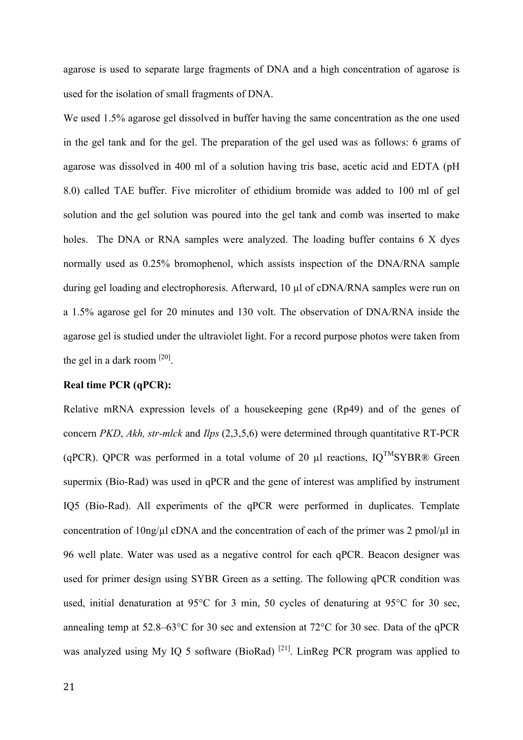agarose is used to separate large fragments of DNA and a high concentration of agarose is used for the isolation of small fragments of DNA.

We used 1.5% agarose gel dissolved in buffer having the same concentration as the one used in the gel tank and for the gel. The preparation of the gel used was as follows: 6 grams of agarose was dissolved in 400 ml of a solution having tris base, acetic acid and EDTA (pH 8.0) called TAE buffer. Five microliter of ethidium bromide was added to 100 ml of gel solution and the gel solution was poured into the gel tank and comb was inserted to make holes. The DNA or RNA samples were analyzed. The loading buffer contains 6 X dyes normally used as 0.25% bromophenol, which assists inspection of the DNA/RNA sample during gel loading and electrophoresis. Afterward, 10 µl of cDNA/RNA samples were run on a 1.5% agarose gel for 20 minutes and 130 volt. The observation of DNA/RNA inside the agarose gel is studied under the ultraviolet light. For a record purpose photos were taken from the gel in a dark room [20].

**Real time PCR (qPCR):**

Relative mRNA expression levels of a housekeeping gene (Rp49) and of the genes of concern *PKD*, *Akh, str-mlck* and *Ilps* (2,3,5,6) were determined through quantitative RT-PCR (qPCR). QPCR was performed in a total volume of 20 µl reactions, IQ™SYBR® Green supermix (Bio-Rad) was used in qPCR and the gene of interest was amplified by instrument IQ5 (Bio-Rad). All experiments of the qPCR were performed in duplicates. Template concentration of 10ng/µl cDNA and the concentration of each of the primer was 2 pmol/µl in 96 well plate. Water was used as a negative control for each qPCR. Beacon designer was used for primer design using SYBR Green as a setting. The following qPCR condition was used, initial denaturation at 95°C for 3 min, 50 cycles of denaturing at 95°C for 30 sec, annealing temp at 52.8–63°C for 30 sec and extension at 72°C for 30 sec. Data of the qPCR was analyzed using My IQ 5 software (BioRad) [21]. LinReg PCR program was applied to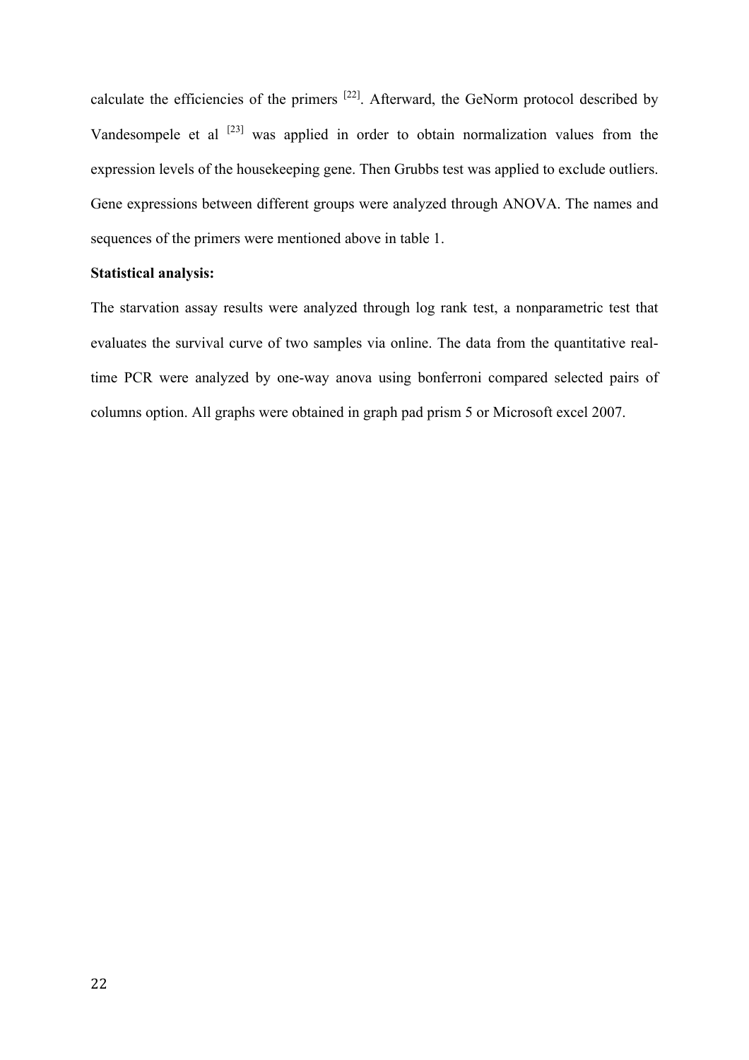calculate the efficiencies of the primers [22]. Afterward, the GeNorm protocol described by Vandesompele et al [23] was applied in order to obtain normalization values from the expression levels of the housekeeping gene. Then Grubbs test was applied to exclude outliers. Gene expressions between different groups were analyzed through ANOVA. The names and sequences of the primers were mentioned above in table 1.

**Statistical analysis:**

The starvation assay results were analyzed through log rank test, a nonparametric test that evaluates the survival curve of two samples via online. The data from the quantitative real-time PCR were analyzed by one-way anova using bonferroni compared selected pairs of columns option. All graphs were obtained in graph pad prism 5 or Microsoft excel 2007.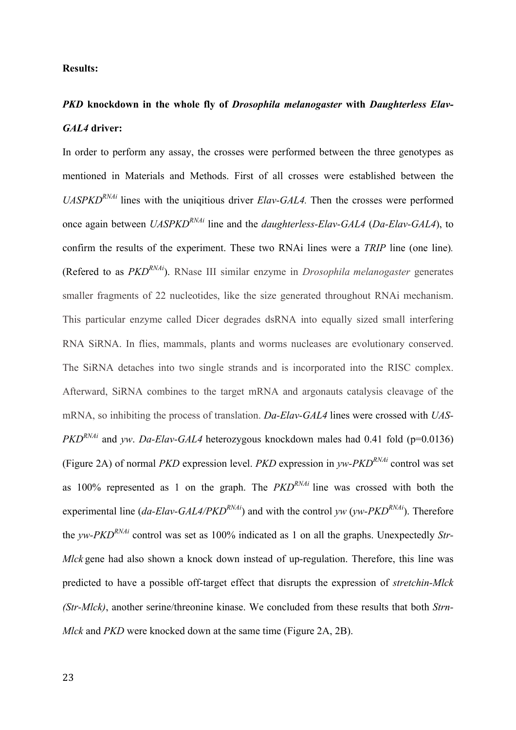**Results:**

***PKD* knockdown in the whole fly of *Drosophila melanogaster* with *Daughterless Elav-GAL4* driver:**

In order to perform any assay, the crosses were performed between the three genotypes as mentioned in Materials and Methods. First of all crosses were established between the *UASPKD*$^{RNAi}$ lines with the uniqitious driver *Elav-GAL4.* Then the crosses were performed once again between *UASPKD*$^{RNAi}$ line and the *daughterless-Elav-GAL4* (*Da-Elav-GAL4*), to confirm the results of the experiment. These two RNAi lines were a *TRIP* line (one line). (Refered to as *PKD*$^{RNAi}$). RNase III similar enzyme in *Drosophila melanogaster* generates smaller fragments of 22 nucleotides, like the size generated throughout RNAi mechanism. This particular enzyme called Dicer degrades dsRNA into equally sized small interfering RNA SiRNA. In flies, mammals, plants and worms nucleases are evolutionary conserved. The SiRNA detaches into two single strands and is incorporated into the RISC complex. Afterward, SiRNA combines to the target mRNA and argonauts catalysis cleavage of the mRNA, so inhibiting the process of translation. *Da-Elav-GAL4* lines were crossed with *UAS-PKD*$^{RNAi}$ and *yw*. *Da-Elav-GAL4* heterozygous knockdown males had 0.41 fold ($p$=0.0136) (Figure 2A) of normal *PKD* expression level. *PKD* expression in *yw-PKD*$^{RNAi}$ control was set as 100% represented as 1 on the graph. The *PKD*$^{RNAi}$ line was crossed with both the experimental line (*da-Elav-GAL4/PKD*$^{RNAi}$) and with the control *yw* (*yw-PKD*$^{RNAi}$). Therefore the *yw-PKD*$^{RNAi}$ control was set as 100% indicated as 1 on all the graphs. Unexpectedly *Str-Mlck* gene had also shown a knock down instead of up-regulation. Therefore, this line was predicted to have a possible off-target effect that disrupts the expression of *stretchin-Mlck (Str-Mlck)*, another serine/threonine kinase. We concluded from these results that both *Strn-Mlck* and *PKD* were knocked down at the same time (Figure 2A, 2B).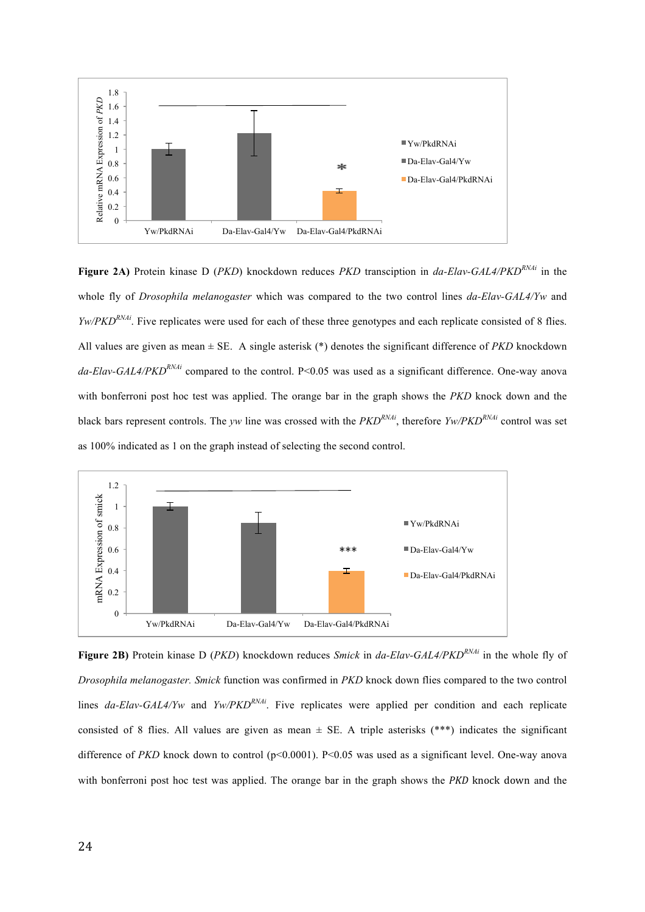**Figure 2A)** Protein kinase D (*PKD*) knockdown reduces *PKD* transciption in *da-Elav-GAL4/PKD*$^{RNAi}$ in the whole fly of *Drosophila melanogaster* which was compared to the two control lines *da-Elav-GAL4/Yw* and *Yw/PKD*$^{RNAi}$. Five replicates were used for each of these three genotypes and each replicate consisted of 8 flies. All values are given as mean ± SE. A single asterisk (*) denotes the significant difference of *PKD* knockdown *da-Elav-GAL4/PKD*$^{RNAi}$ compared to the control. P<0.05 was used as a significant difference. One-way anova with bonferroni post hoc test was applied. The orange bar in the graph shows the *PKD* knock down and the black bars represent controls. The *yw* line was crossed with the *PKD*$^{RNAi}$, therefore *Yw/PKD*$^{RNAi}$ control was set as 100% indicated as 1 on the graph instead of selecting the second control.

**Figure 2B)** Protein kinase D (*PKD*) knockdown reduces *Smick* in *da-Elav-GAL4/PKD*$^{RNAi}$ in the whole fly of *Drosophila melanogaster. Smick* function was confirmed in *PKD* knock down flies compared to the two control lines *da-Elav-GAL4/Yw* and *Yw/PKD*$^{RNAi}$. Five replicates were applied per condition and each replicate consisted of 8 flies. All values are given as mean ± SE. A triple asterisks (***) indicates the significant difference of *PKD* knock down to control (p<0.0001). P<0.05 was used as a significant level. One-way anova with bonferroni post hoc test was applied. The orange bar in the graph shows the *PKD* knock down and the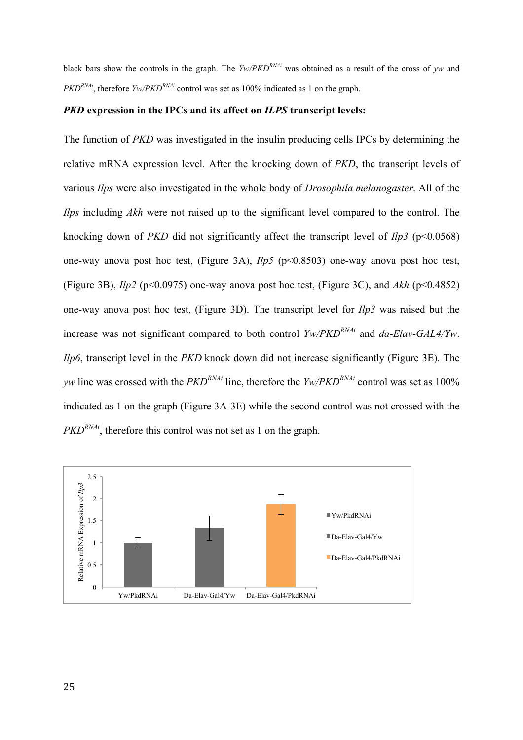black bars show the controls in the graph. The *Yw/PKD*$^{RNAi}$ was obtained as a result of the cross of *yw* and *PKD*$^{RNAi}$, therefore *Yw/PKD*$^{RNAi}$ control was set as 100% indicated as 1 on the graph.

***PKD* expression in the IPCs and its affect on *ILPS* transcript levels:**

The function of *PKD* was investigated in the insulin producing cells IPCs by determining the relative mRNA expression level. After the knocking down of *PKD*, the transcript levels of various *Ilps* were also investigated in the whole body of *Drosophila melanogaster*. All of the *Ilps* including *Akh* were not raised up to the significant level compared to the control. The knocking down of *PKD* did not significantly affect the transcript level of *Ilp3* ($p<0.0568$) one-way anova post hoc test, (Figure 3A), *Ilp5* ($p<0.8503$) one-way anova post hoc test, (Figure 3B), *Ilp2* ($p<0.0975$) one-way anova post hoc test, (Figure 3C), and *Akh* ($p<0.4852$) one-way anova post hoc test, (Figure 3D). The transcript level for *Ilp3* was raised but the increase was not significant compared to both control *Yw/PKD*$^{RNAi}$ and *da-Elav-GAL4/Yw*. *Ilp6*, transcript level in the *PKD* knock down did not increase significantly (Figure 3E). The *yw* line was crossed with the *PKD*$^{RNAi}$ line, therefore the *Yw/PKD*$^{RNAi}$ control was set as 100% indicated as 1 on the graph (Figure 3A-3E) while the second control was not crossed with the *PKD*$^{RNAi}$, therefore this control was not set as 1 on the graph.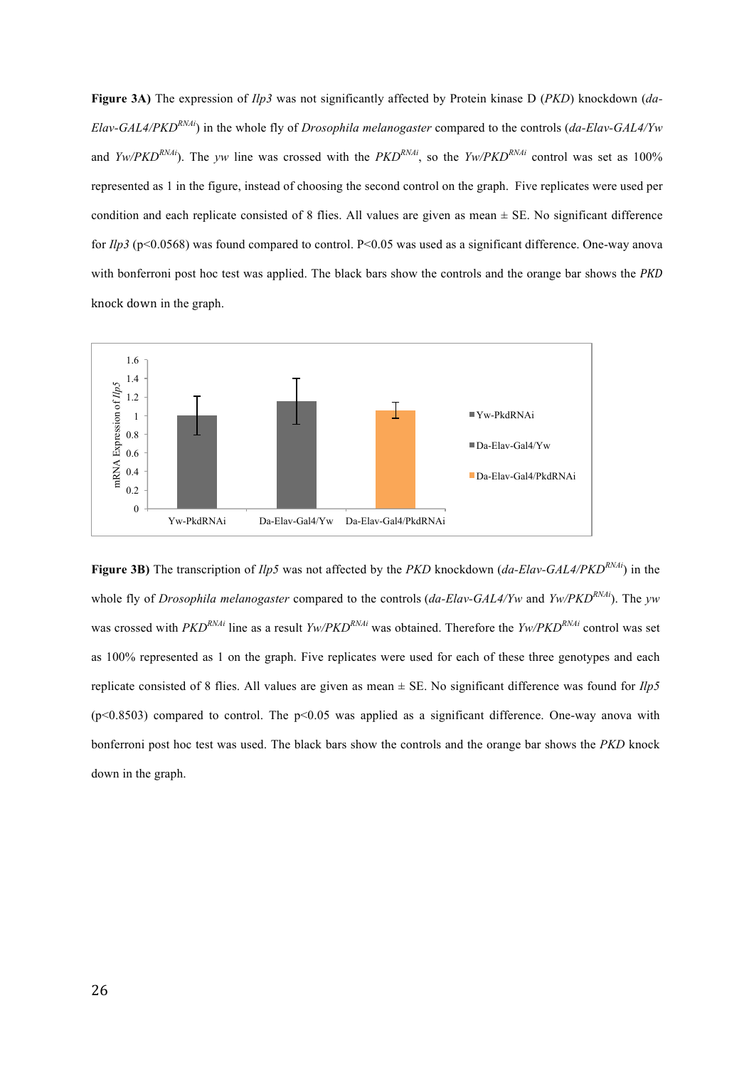**Figure 3A)** The expression of *Ilp3* was not significantly affected by Protein kinase D (*PKD*) knockdown (*da-Elav-GAL4/PKD$^{RNAi}$*) in the whole fly of *Drosophila melanogaster* compared to the controls (*da-Elav-GAL4/Yw* and *Yw/PKD$^{RNAi}$*). The *yw* line was crossed with the *PKD$^{RNAi}$*, so the *Yw/PKD$^{RNAi}$* control was set as 100% represented as 1 in the figure, instead of choosing the second control on the graph. Five replicates were used per condition and each replicate consisted of 8 flies. All values are given as mean ± SE. No significant difference for *Ilp3* ($p<0.0568$) was found compared to control. $P<0.05$ was used as a significant difference. One-way anova with bonferroni post hoc test was applied. The black bars show the controls and the orange bar shows the *PKD* knock down in the graph.

**Figure 3B)** The transcription of *Ilp5* was not affected by the *PKD* knockdown (*da-Elav-GAL4/PKD$^{RNAi}$*) in the whole fly of *Drosophila melanogaster* compared to the controls (*da-Elav-GAL4/Yw* and *Yw/PKD$^{RNAi}$*). The *yw* was crossed with *PKD$^{RNAi}$* line as a result *Yw/PKD$^{RNAi}$* was obtained. Therefore the *Yw/PKD$^{RNAi}$* control was set as 100% represented as 1 on the graph. Five replicates were used for each of these three genotypes and each replicate consisted of 8 flies. All values are given as mean ± SE. No significant difference was found for *Ilp5* ($p<0.8503$) compared to control. The $p<0.05$ was applied as a significant difference. One-way anova with bonferroni post hoc test was used. The black bars show the controls and the orange bar shows the *PKD* knock down in the graph.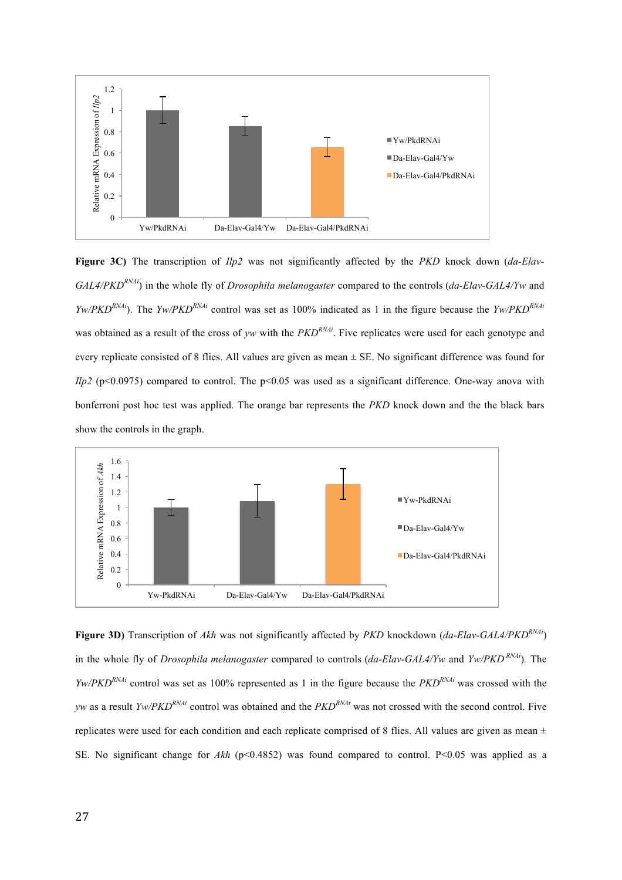**Figure 3C)** The transcription of *Ilp2* was not significantly affected by the *PKD* knock down (*da-Elav-GAL4/PKD$^{RNAi}$*) in the whole fly of *Drosophila melanogaster* compared to the controls (*da-Elav-GAL4/Yw* and *Yw/PKD$^{RNAi}$*). The *Yw/PKD$^{RNAi}$* control was set as 100% indicated as 1 in the figure because the *Yw/PKD$^{RNAi}$* was obtained as a result of the cross of *yw* with the *PKD$^{RNAi}$*. Five replicates were used for each genotype and every replicate consisted of 8 flies. All values are given as mean ± SE. No significant difference was found for *Ilp2* ($p<0.0975$) compared to control. The $p<0.05$ was used as a significant difference. One-way anova with bonferroni post hoc test was applied. The orange bar represents the *PKD* knock down and the the black bars show the controls in the graph.

**Figure 3D)** Transcription of *Akh* was not significantly affected by *PKD* knockdown (*da-Elav-GAL4/PKD$^{RNAi}$*) in the whole fly of *Drosophila melanogaster* compared to controls (*da-Elav-GAL4/Yw* and *Yw/PKD $^{RNAi}$*). The *Yw/PKD$^{RNAi}$* control was set as 100% represented as 1 in the figure because the *PKD$^{RNAi}$* was crossed with the *yw* as a result *Yw/PKD$^{RNAi}$* control was obtained and the *PKD$^{RNAi}$* was not crossed with the second control. Five replicates were used for each condition and each replicate comprised of 8 flies. All values are given as mean ± SE. No significant change for *Akh* ($p<0.4852$) was found compared to control. $P<0.05$ was applied as a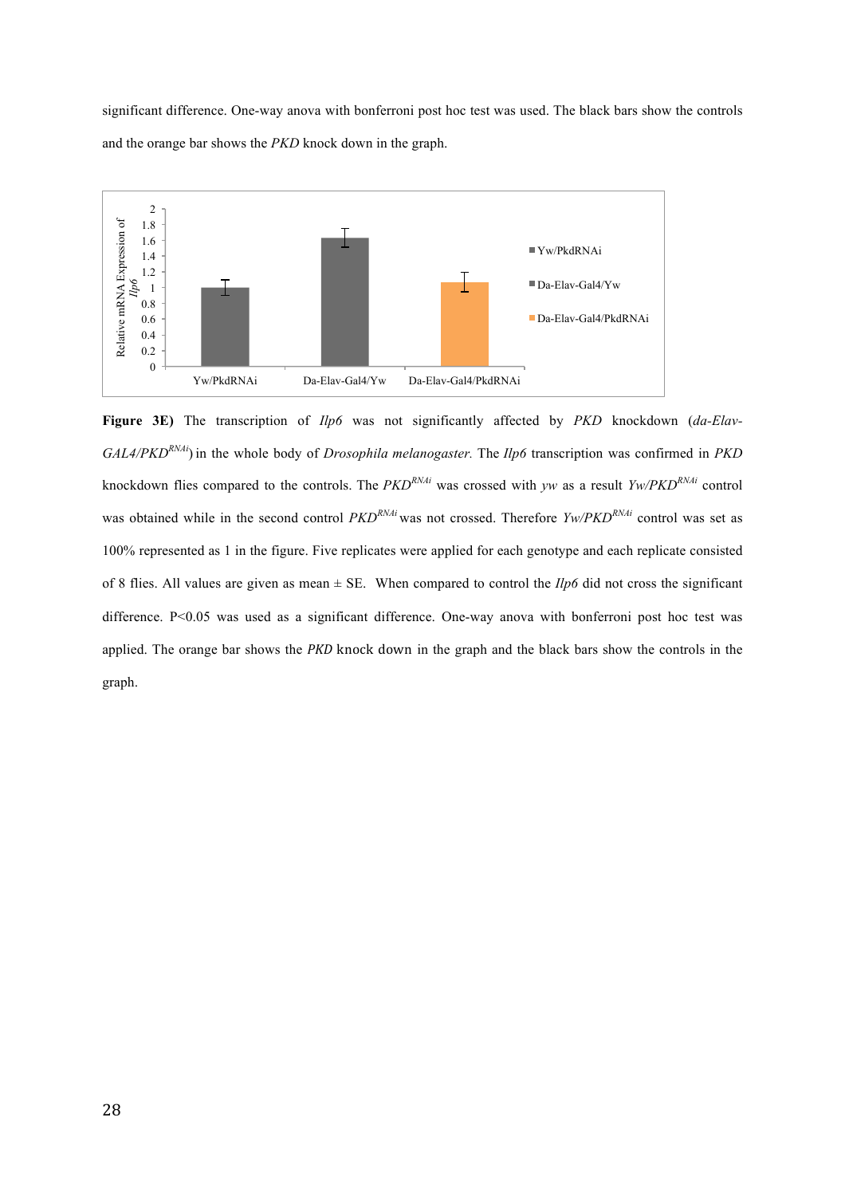significant difference. One-way anova with bonferroni post hoc test was used. The black bars show the controls and the orange bar shows the *PKD* knock down in the graph.

**Figure 3E)** The transcription of *Ilp6* was not significantly affected by *PKD* knockdown (*da-Elav-GAL4/PKD$^{RNAi}$*) in the whole body of *Drosophila melanogaster.* The *Ilp6* transcription was confirmed in *PKD* knockdown flies compared to the controls. The *PKD$^{RNAi}$* was crossed with *yw* as a result *Yw/PKD$^{RNAi}$* control was obtained while in the second control *PKD$^{RNAi}$* was not crossed. Therefore *Yw/PKD$^{RNAi}$* control was set as 100% represented as 1 in the figure. Five replicates were applied for each genotype and each replicate consisted of 8 flies. All values are given as mean ± SE. When compared to control the *Ilp6* did not cross the significant difference. $P<0.05$ was used as a significant difference. One-way anova with bonferroni post hoc test was applied. The orange bar shows the *PKD* knock down in the graph and the black bars show the controls in the graph.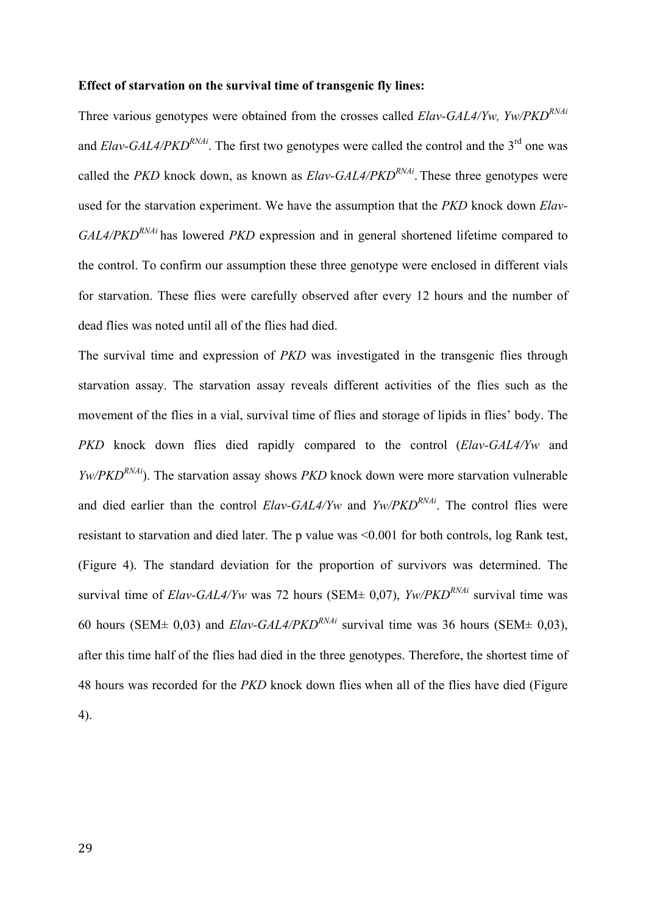**Effect of starvation on the survival time of transgenic fly lines:**

Three various genotypes were obtained from the crosses called *Elav-GAL4/Yw, Yw/PKD$^{RNAi}$* and *Elav-GAL4/PKD$^{RNAi}$*. The first two genotypes were called the control and the 3$^{rd}$ one was called the *PKD* knock down, as known as *Elav-GAL4/PKD$^{RNAi}$*. These three genotypes were used for the starvation experiment. We have the assumption that the *PKD* knock down *Elav-GAL4/PKD$^{RNAi}$* has lowered *PKD* expression and in general shortened lifetime compared to the control. To confirm our assumption these three genotype were enclosed in different vials for starvation. These flies were carefully observed after every 12 hours and the number of dead flies was noted until all of the flies had died.

The survival time and expression of *PKD* was investigated in the transgenic flies through starvation assay. The starvation assay reveals different activities of the flies such as the movement of the flies in a vial, survival time of flies and storage of lipids in flies' body. The *PKD* knock down flies died rapidly compared to the control (*Elav-GAL4/Yw* and *Yw/PKD$^{RNAi}$*). The starvation assay shows *PKD* knock down were more starvation vulnerable and died earlier than the control *Elav-GAL4/Yw* and *Yw/PKD$^{RNAi}$*. The control flies were resistant to starvation and died later. The p value was <0.001 for both controls, log Rank test, (Figure 4). The standard deviation for the proportion of survivors was determined. The survival time of *Elav-GAL4/Yw* was 72 hours (SEM± 0,07), *Yw/PKD$^{RNAi}$* survival time was 60 hours (SEM± 0,03) and *Elav-GAL4/PKD$^{RNAi}$* survival time was 36 hours (SEM± 0,03), after this time half of the flies had died in the three genotypes. Therefore, the shortest time of 48 hours was recorded for the *PKD* knock down flies when all of the flies have died (Figure 4).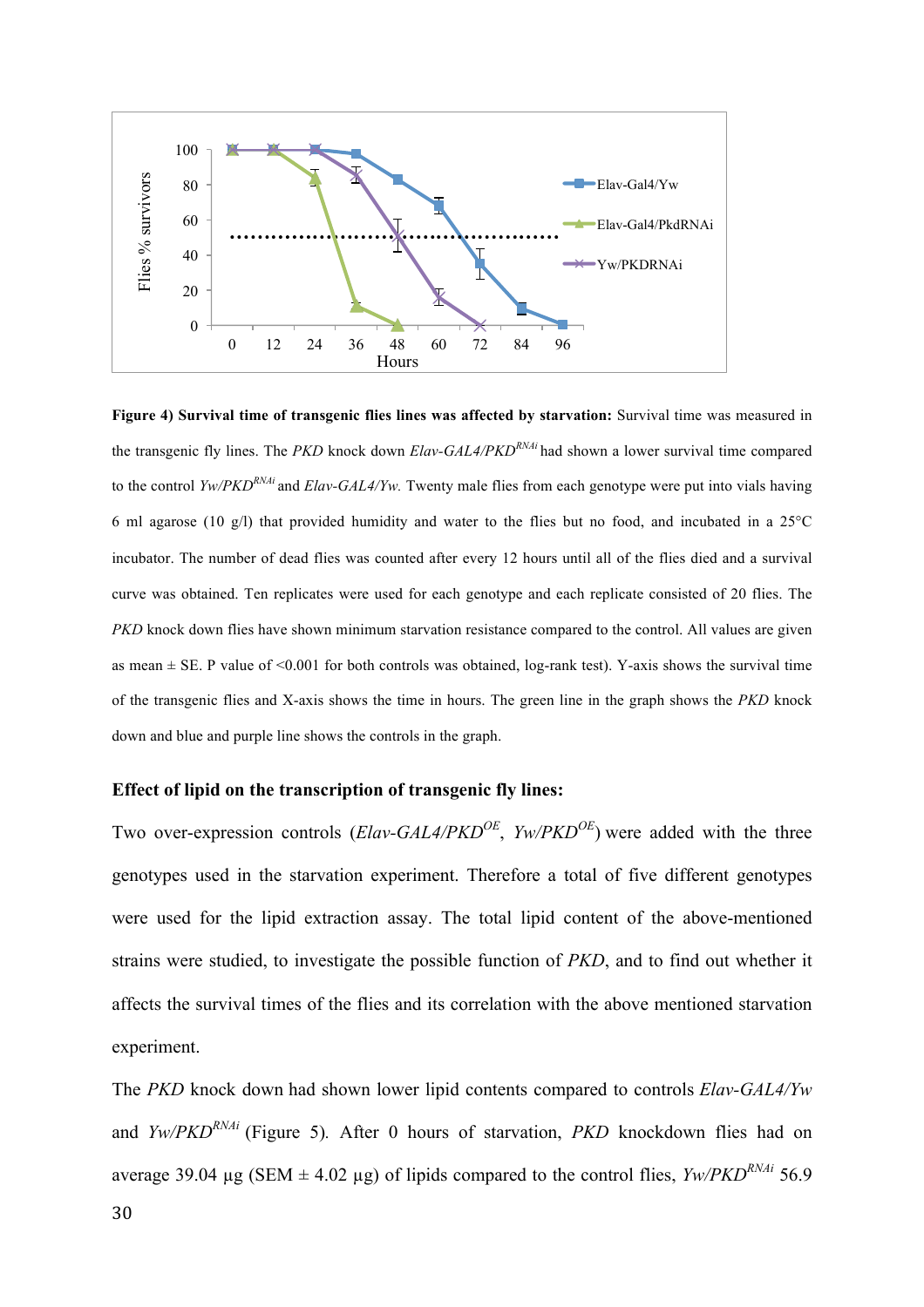**Figure 4) Survival time of transgenic flies lines was affected by starvation:** Survival time was measured in the transgenic fly lines. The *PKD* knock down *Elav-GAL4/PKD*$^{RNAi}$ had shown a lower survival time compared to the control *Yw/PKD*$^{RNAi}$ and *Elav-GAL4/Yw.* Twenty male flies from each genotype were put into vials having 6 ml agarose (10 g/l) that provided humidity and water to the flies but no food, and incubated in a 25°C incubator. The number of dead flies was counted after every 12 hours until all of the flies died and a survival curve was obtained. Ten replicates were used for each genotype and each replicate consisted of 20 flies. The *PKD* knock down flies have shown minimum starvation resistance compared to the control. All values are given as mean ± SE. P value of <0.001 for both controls was obtained, log-rank test). Y-axis shows the survival time of the transgenic flies and X-axis shows the time in hours. The green line in the graph shows the *PKD* knock down and blue and purple line shows the controls in the graph.

### Effect of lipid on the transcription of transgenic fly lines:

Two over-expression controls (*Elav-GAL4/PKD*$^{OE}$, *Yw/PKD*$^{OE}$) were added with the three genotypes used in the starvation experiment. Therefore a total of five different genotypes were used for the lipid extraction assay. The total lipid content of the above-mentioned strains were studied, to investigate the possible function of *PKD*, and to find out whether it affects the survival times of the flies and its correlation with the above mentioned starvation experiment.

The *PKD* knock down had shown lower lipid contents compared to controls *Elav-GAL4/Yw* and *Yw/PKD*$^{RNAi}$ (Figure 5). After 0 hours of starvation, *PKD* knockdown flies had on average 39.04 µg (SEM ± 4.02 µg) of lipids compared to the control flies, *Yw/PKD*$^{RNAi}$ 56.9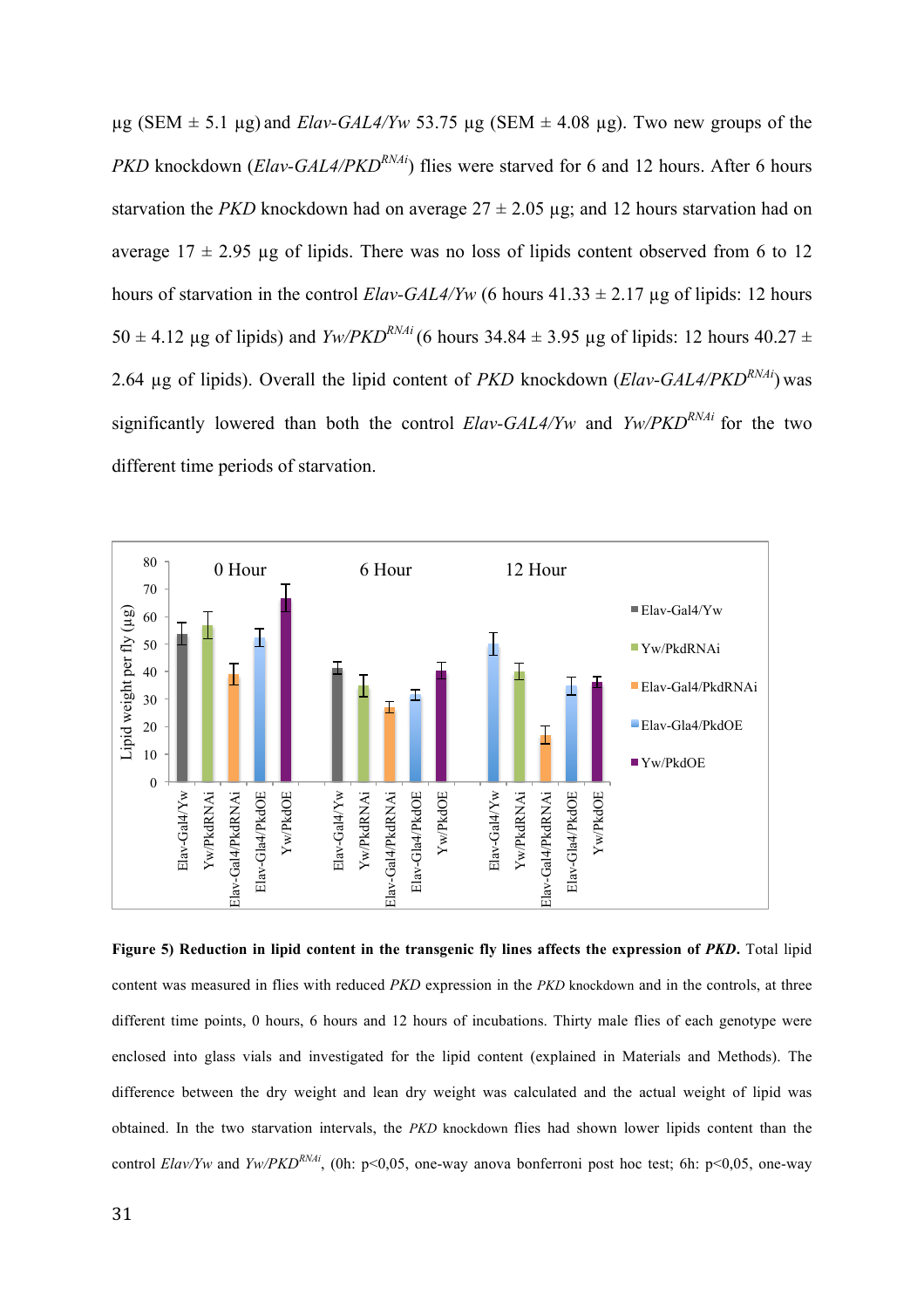µg (SEM ± 5.1 µg) and *Elav-GAL4/Yw* 53.75 µg (SEM ± 4.08 µg). Two new groups of the *PKD* knockdown (*Elav-GAL4/PKD$^{RNAi}$*) flies were starved for 6 and 12 hours. After 6 hours starvation the *PKD* knockdown had on average 27 ± 2.05 µg; and 12 hours starvation had on average 17 ± 2.95 µg of lipids. There was no loss of lipids content observed from 6 to 12 hours of starvation in the control *Elav-GAL4/Yw* (6 hours 41.33 ± 2.17 µg of lipids: 12 hours 50 ± 4.12 µg of lipids) and *Yw/PKD$^{RNAi}$* (6 hours 34.84 ± 3.95 µg of lipids: 12 hours 40.27 ± 2.64 µg of lipids). Overall the lipid content of *PKD* knockdown (*Elav-GAL4/PKD$^{RNAi}$*) was significantly lowered than both the control *Elav-GAL4/Yw* and *Yw/PKD$^{RNAi}$* for the two different time periods of starvation.

**Figure 5) Reduction in lipid content in the transgenic fly lines affects the expression of *PKD*.** Total lipid content was measured in flies with reduced *PKD* expression in the *PKD* knockdown and in the controls, at three different time points, 0 hours, 6 hours and 12 hours of incubations. Thirty male flies of each genotype were enclosed into glass vials and investigated for the lipid content (explained in Materials and Methods). The difference between the dry weight and lean dry weight was calculated and the actual weight of lipid was obtained. In the two starvation intervals, the *PKD* knockdown flies had shown lower lipids content than the control *Elav/Yw* and *Yw/PKD$^{RNAi}$*, (0h: $p<0,05$, one-way anova bonferroni post hoc test; 6h: $p<0,05$, one-way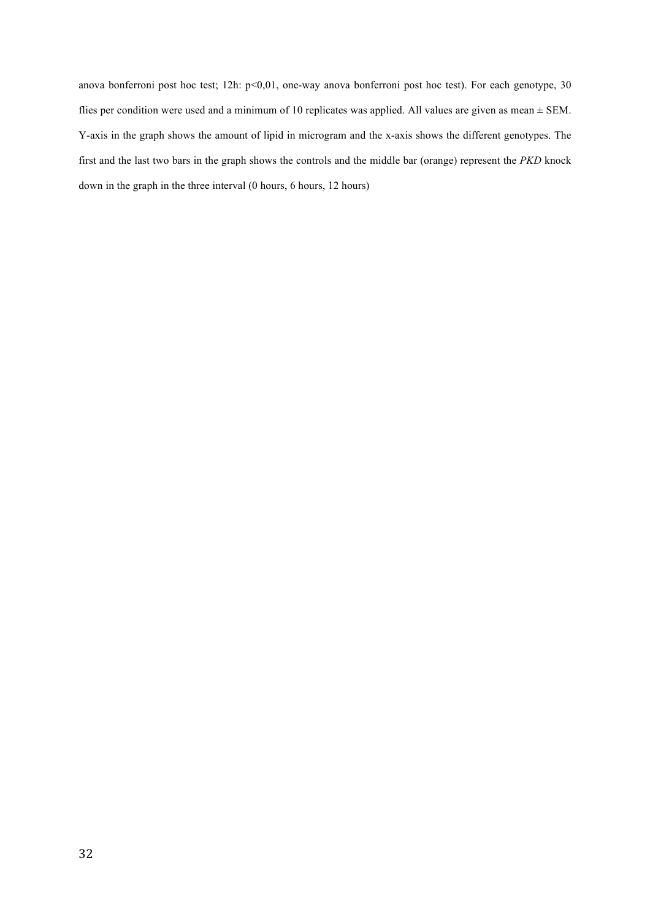anova bonferroni post hoc test; 12h: $p<0,01$, one-way anova bonferroni post hoc test). For each genotype, 30 flies per condition were used and a minimum of 10 replicates was applied. All values are given as mean ± SEM. Y-axis in the graph shows the amount of lipid in microgram and the x-axis shows the different genotypes. The first and the last two bars in the graph shows the controls and the middle bar (orange) represent the *PKD* knock down in the graph in the three interval (0 hours, 6 hours, 12 hours)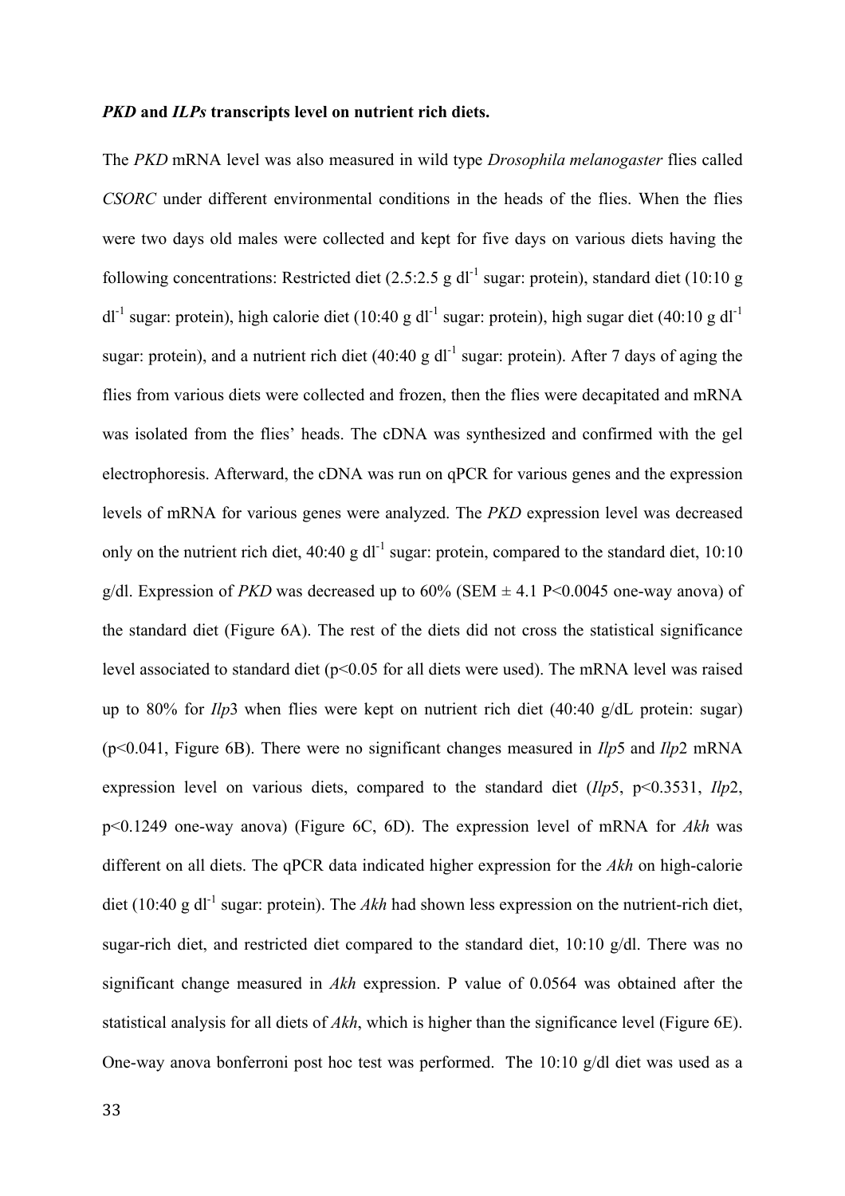***PKD* and *ILPs* transcripts level on nutrient rich diets.**

The *PKD* mRNA level was also measured in wild type *Drosophila melanogaster* flies called *CSORC* under different environmental conditions in the heads of the flies. When the flies were two days old males were collected and kept for five days on various diets having the following concentrations: Restricted diet (2.5:2.5 g $dl^{-1}$ sugar: protein), standard diet (10:10 g $dl^{-1}$ sugar: protein), high calorie diet (10:40 g $dl^{-1}$ sugar: protein), high sugar diet (40:10 g $dl^{-1}$ sugar: protein), and a nutrient rich diet (40:40 g $dl^{-1}$ sugar: protein). After 7 days of aging the flies from various diets were collected and frozen, then the flies were decapitated and mRNA was isolated from the flies' heads. The cDNA was synthesized and confirmed with the gel electrophoresis. Afterward, the cDNA was run on qPCR for various genes and the expression levels of mRNA for various genes were analyzed. The *PKD* expression level was decreased only on the nutrient rich diet, 40:40 g $dl^{-1}$ sugar: protein, compared to the standard diet, 10:10 g/dl. Expression of *PKD* was decreased up to 60% (SEM ± 4.1 P<0.0045 one-way anova) of the standard diet (Figure 6A). The rest of the diets did not cross the statistical significance level associated to standard diet (p<0.05 for all diets were used). The mRNA level was raised up to 80% for *Ilp*3 when flies were kept on nutrient rich diet (40:40 g/dL protein: sugar) (p<0.041, Figure 6B). There were no significant changes measured in *Ilp*5 and *Ilp*2 mRNA expression level on various diets, compared to the standard diet (*Ilp*5, p<0.3531, *Ilp*2, p<0.1249 one-way anova) (Figure 6C, 6D). The expression level of mRNA for *Akh* was different on all diets. The qPCR data indicated higher expression for the *Akh* on high-calorie diet (10:40 g $dl^{-1}$ sugar: protein). The *Akh* had shown less expression on the nutrient-rich diet, sugar-rich diet, and restricted diet compared to the standard diet, 10:10 g/dl. There was no significant change measured in *Akh* expression. P value of 0.0564 was obtained after the statistical analysis for all diets of *Akh*, which is higher than the significance level (Figure 6E). One-way anova bonferroni post hoc test was performed. The 10:10 g/dl diet was used as a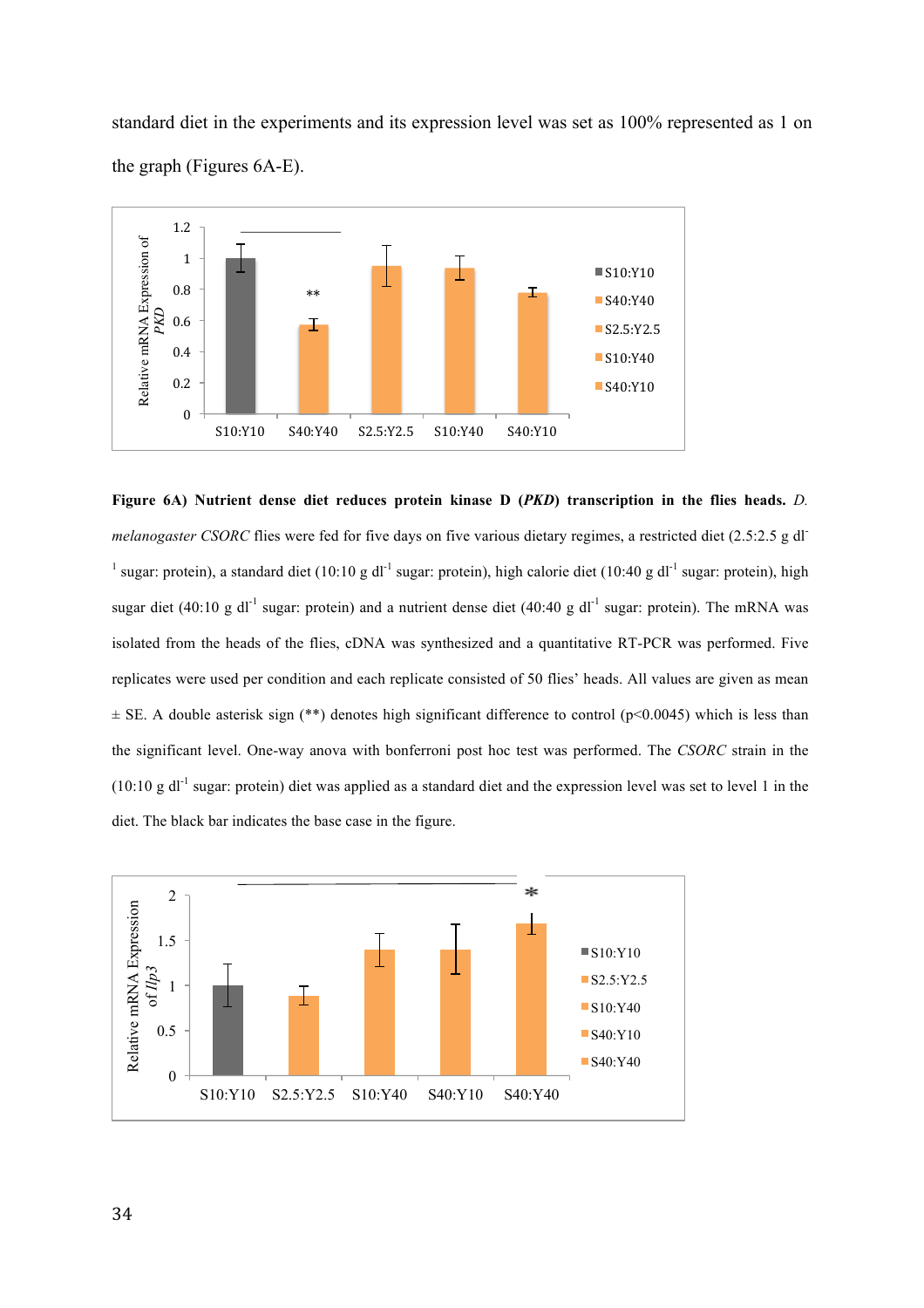standard diet in the experiments and its expression level was set as 100% represented as 1 on the graph (Figures 6A-E).

**Figure 6A) Nutrient dense diet reduces protein kinase D (*PKD*) transcription in the flies heads.** *D. melanogaster CSORC* flies were fed for five days on five various dietary regimes, a restricted diet (2.5:2.5 g $dl^{-1}$ sugar: protein), a standard diet (10:10 g $dl^{-1}$ sugar: protein), high calorie diet (10:40 g $dl^{-1}$ sugar: protein), high sugar diet (40:10 g $dl^{-1}$ sugar: protein) and a nutrient dense diet (40:40 g $dl^{-1}$ sugar: protein). The mRNA was isolated from the heads of the flies, cDNA was synthesized and a quantitative RT-PCR was performed. Five replicates were used per condition and each replicate consisted of 50 flies' heads. All values are given as mean ± SE. A double asterisk sign (**) denotes high significant difference to control ($p<0.0045$) which is less than the significant level. One-way anova with bonferroni post hoc test was performed. The *CSORC* strain in the (10:10 g $dl^{-1}$ sugar: protein) diet was applied as a standard diet and the expression level was set to level 1 in the diet. The black bar indicates the base case in the figure.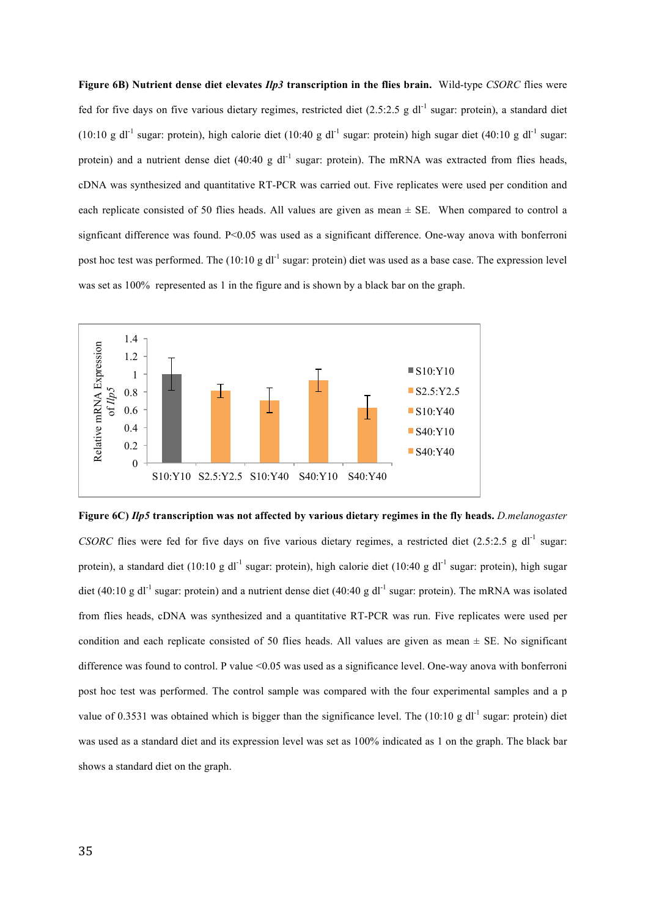**Figure 6B) Nutrient dense diet elevates *Ilp3* transcription in the flies brain.** Wild-type *CSORC* flies were fed for five days on five various dietary regimes, restricted diet (2.5:2.5 g dl$^{-1}$ sugar: protein), a standard diet (10:10 g dl$^{-1}$ sugar: protein), high calorie diet (10:40 g dl$^{-1}$ sugar: protein) high sugar diet (40:10 g dl$^{-1}$ sugar: protein) and a nutrient dense diet (40:40 g dl$^{-1}$ sugar: protein). The mRNA was extracted from flies heads, cDNA was synthesized and quantitative RT-PCR was carried out. Five replicates were used per condition and each replicate consisted of 50 flies heads. All values are given as mean ± SE. When compared to control a signficant difference was found. P<0.05 was used as a significant difference. One-way anova with bonferroni post hoc test was performed. The (10:10 g dl$^{-1}$ sugar: protein) diet was used as a base case. The expression level was set as 100% represented as 1 in the figure and is shown by a black bar on the graph.

**Figure 6C) *Ilp5* transcription was not affected by various dietary regimes in the fly heads.** *D.melanogaster CSORC* flies were fed for five days on five various dietary regimes, a restricted diet (2.5:2.5 g dl$^{-1}$ sugar: protein), a standard diet (10:10 g dl$^{-1}$ sugar: protein), high calorie diet (10:40 g dl$^{-1}$ sugar: protein), high sugar diet (40:10 g dl$^{-1}$ sugar: protein) and a nutrient dense diet (40:40 g dl$^{-1}$ sugar: protein). The mRNA was isolated from flies heads, cDNA was synthesized and a quantitative RT-PCR was run. Five replicates were used per condition and each replicate consisted of 50 flies heads. All values are given as mean ± SE. No significant difference was found to control. P value <0.05 was used as a significance level. One-way anova with bonferroni post hoc test was performed. The control sample was compared with the four experimental samples and a p value of 0.3531 was obtained which is bigger than the significance level. The (10:10 g dl$^{-1}$ sugar: protein) diet was used as a standard diet and its expression level was set as 100% indicated as 1 on the graph. The black bar shows a standard diet on the graph.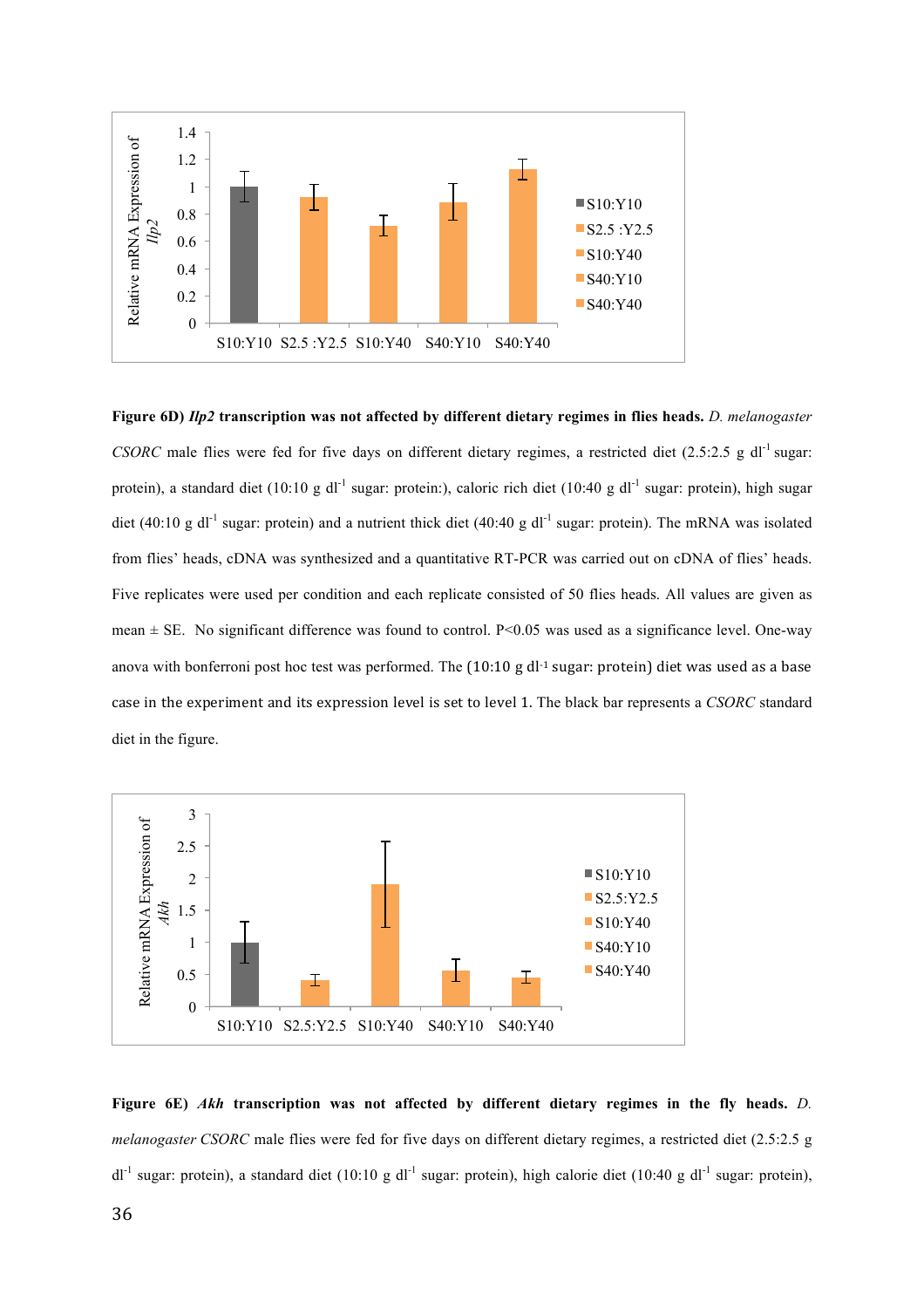**Figure 6D)** ***Ilp2*** **transcription was not affected by different dietary regimes in flies heads.** *D. melanogaster CSORC* male flies were fed for five days on different dietary regimes, a restricted diet (2.5:2.5 g dl$^{-1}$ sugar: protein), a standard diet (10:10 g dl$^{-1}$ sugar: protein:), caloric rich diet (10:40 g dl$^{-1}$ sugar: protein), high sugar diet (40:10 g dl$^{-1}$ sugar: protein) and a nutrient thick diet (40:40 g dl$^{-1}$ sugar: protein). The mRNA was isolated from flies' heads, cDNA was synthesized and a quantitative RT-PCR was carried out on cDNA of flies' heads. Five replicates were used per condition and each replicate consisted of 50 flies heads. All values are given as mean ± SE. No significant difference was found to control. $P<0.05$ was used as a significance level. One-way anova with bonferroni post hoc test was performed. The (10:10 g dl$^{-1}$ sugar: protein) diet was used as a base case in the experiment and its expression level is set to level 1. The black bar represents a *CSORC* standard diet in the figure.

**Figure 6E)** ***Akh*** **transcription was not affected by different dietary regimes in the fly heads.** *D. melanogaster CSORC* male flies were fed for five days on different dietary regimes, a restricted diet (2.5:2.5 g dl$^{-1}$ sugar: protein), a standard diet (10:10 g dl$^{-1}$ sugar: protein), high calorie diet (10:40 g dl$^{-1}$ sugar: protein),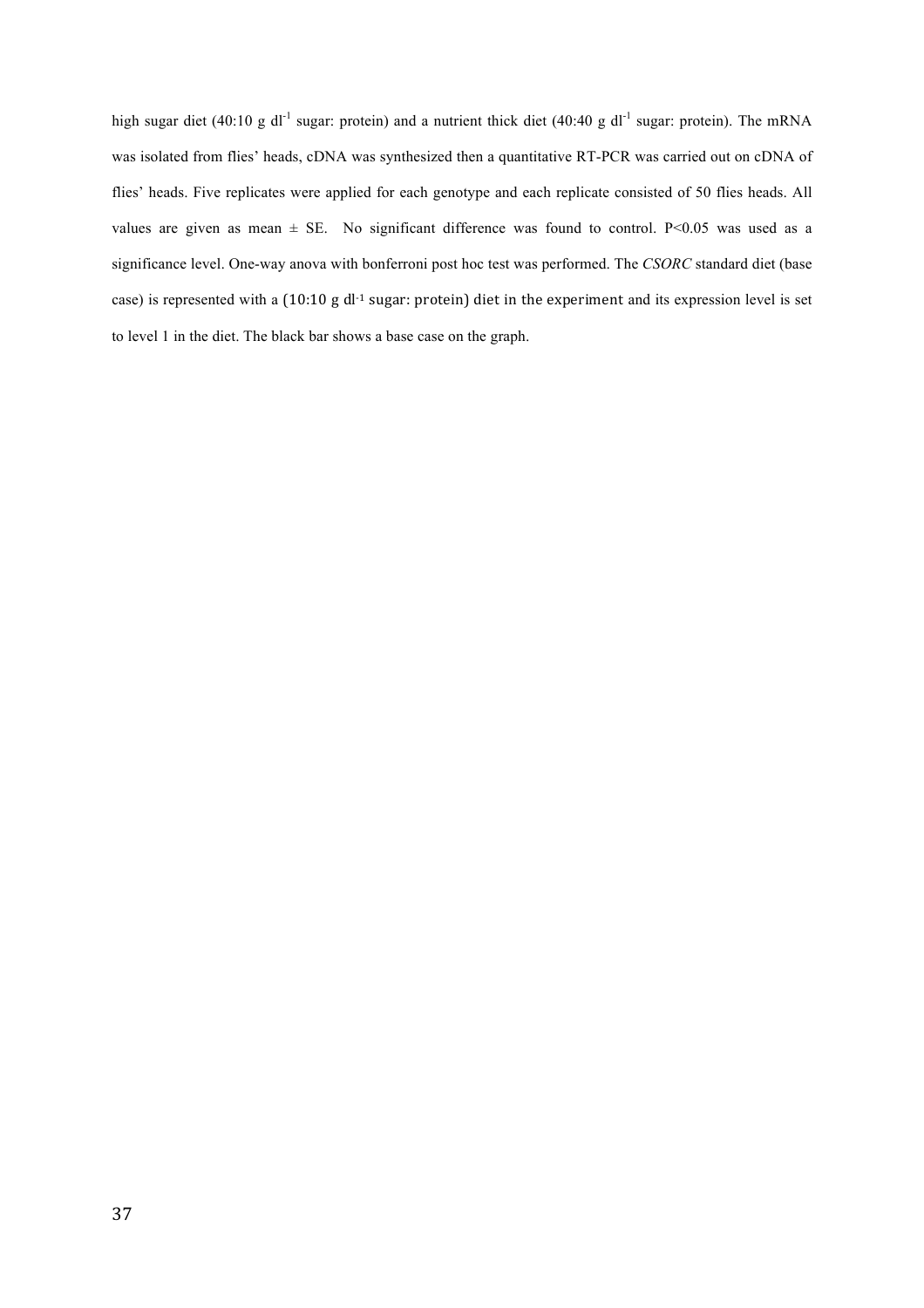high sugar diet (40:10 g $dl^{-1}$ sugar: protein) and a nutrient thick diet (40:40 g $dl^{-1}$ sugar: protein). The mRNA was isolated from flies' heads, cDNA was synthesized then a quantitative RT-PCR was carried out on cDNA of flies' heads. Five replicates were applied for each genotype and each replicate consisted of 50 flies heads. All values are given as mean ± SE. No significant difference was found to control. $P<0.05$ was used as a significance level. One-way anova with bonferroni post hoc test was performed. The *CSORC* standard diet (base case) is represented with a (10:10 g $dl^{-1}$ sugar: protein) diet in the experiment and its expression level is set to level 1 in the diet. The black bar shows a base case on the graph.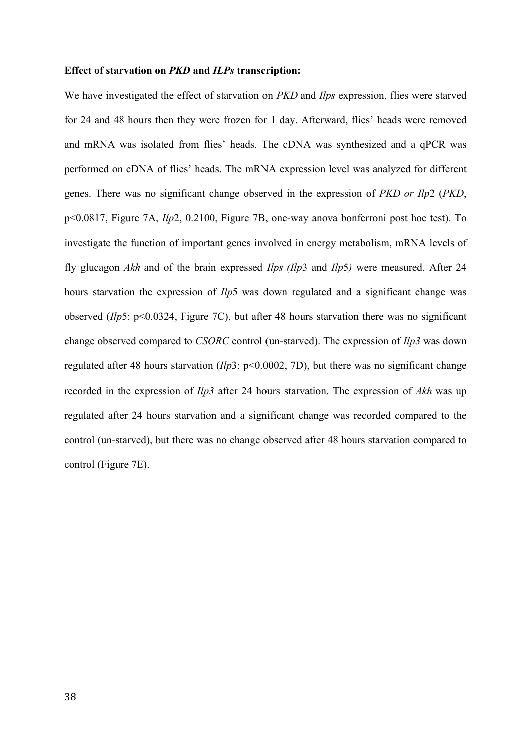**Effect of starvation on *PKD* and *ILPs* transcription:**

We have investigated the effect of starvation on *PKD* and *Ilps* expression, flies were starved for 24 and 48 hours then they were frozen for 1 day. Afterward, flies' heads were removed and mRNA was isolated from flies' heads. The cDNA was synthesized and a qPCR was performed on cDNA of flies' heads. The mRNA expression level was analyzed for different genes. There was no significant change observed in the expression of *PKD or Ilp*2 (*PKD*, $p<0.0817$, Figure 7A, *Ilp*2, 0.2100, Figure 7B, one-way anova bonferroni post hoc test). To investigate the function of important genes involved in energy metabolism, mRNA levels of fly glucagon *Akh* and of the brain expressed *Ilps (Ilp*3 and *Ilp*5*)* were measured. After 24 hours starvation the expression of *Ilp*5 was down regulated and a significant change was observed (*Ilp*5: $p<0.0324$, Figure 7C), but after 48 hours starvation there was no significant change observed compared to *CSORC* control (un-starved). The expression of *Ilp3* was down regulated after 48 hours starvation (*Ilp*3: $p<0.0002$, 7D), but there was no significant change recorded in the expression of *Ilp3* after 24 hours starvation. The expression of *Akh* was up regulated after 24 hours starvation and a significant change was recorded compared to the control (un-starved), but there was no change observed after 48 hours starvation compared to control (Figure 7E).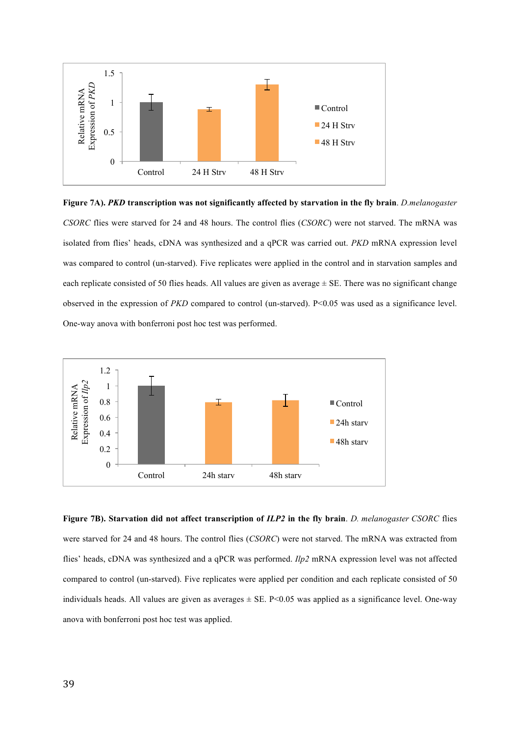**Figure 7A). *PKD* transcription was not significantly affected by starvation in the fly brain**. *D.melanogaster CSORC* flies were starved for 24 and 48 hours. The control flies (*CSORC*) were not starved. The mRNA was isolated from flies' heads, cDNA was synthesized and a qPCR was carried out. *PKD* mRNA expression level was compared to control (un-starved). Five replicates were applied in the control and in starvation samples and each replicate consisted of 50 flies heads. All values are given as average ± SE. There was no significant change observed in the expression of *PKD* compared to control (un-starved). P<0.05 was used as a significance level. One-way anova with bonferroni post hoc test was performed.

**Figure 7B). Starvation did not affect transcription of *ILP2* in the fly brain**. *D. melanogaster CSORC* flies were starved for 24 and 48 hours. The control flies (*CSORC*) were not starved. The mRNA was extracted from flies' heads, cDNA was synthesized and a qPCR was performed. *Ilp2* mRNA expression level was not affected compared to control (un-starved). Five replicates were applied per condition and each replicate consisted of 50 individuals heads. All values are given as averages ± SE. P<0.05 was applied as a significance level. One-way anova with bonferroni post hoc test was applied.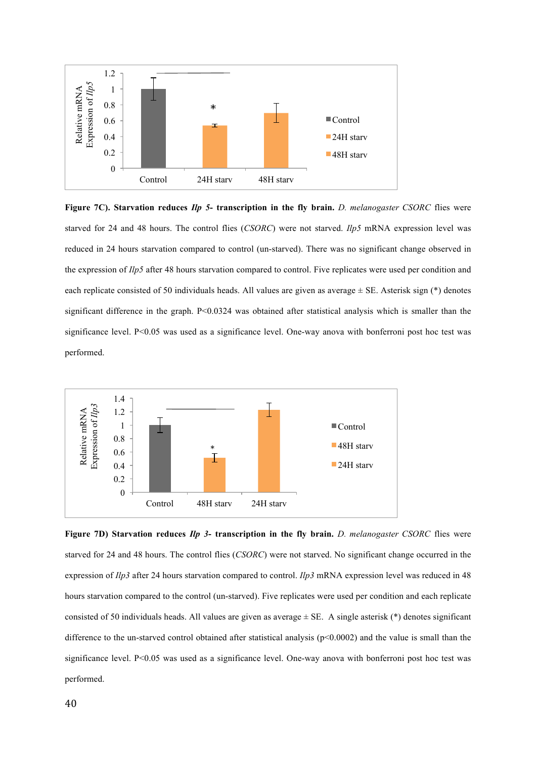**Figure 7C). Starvation reduces *Ilp 5*- transcription in the fly brain.** *D. melanogaster CSORC* flies were starved for 24 and 48 hours. The control flies (*CSORC*) were not starved. *Ilp5* mRNA expression level was reduced in 24 hours starvation compared to control (un-starved). There was no significant change observed in the expression of *Ilp5* after 48 hours starvation compared to control. Five replicates were used per condition and each replicate consisted of 50 individuals heads. All values are given as average ± SE. Asterisk sign (*) denotes significant difference in the graph. P<0.0324 was obtained after statistical analysis which is smaller than the significance level. P<0.05 was used as a significance level. One-way anova with bonferroni post hoc test was performed.

**Figure 7D) Starvation reduces *Ilp 3*- transcription in the fly brain.** *D. melanogaster CSORC* flies were starved for 24 and 48 hours. The control flies (*CSORC*) were not starved. No significant change occurred in the expression of *Ilp3* after 24 hours starvation compared to control. *Ilp3* mRNA expression level was reduced in 48 hours starvation compared to the control (un-starved). Five replicates were used per condition and each replicate consisted of 50 individuals heads. All values are given as average ± SE. A single asterisk (*) denotes significant difference to the un-starved control obtained after statistical analysis (p<0.0002) and the value is small than the significance level. P<0.05 was used as a significance level. One-way anova with bonferroni post hoc test was performed.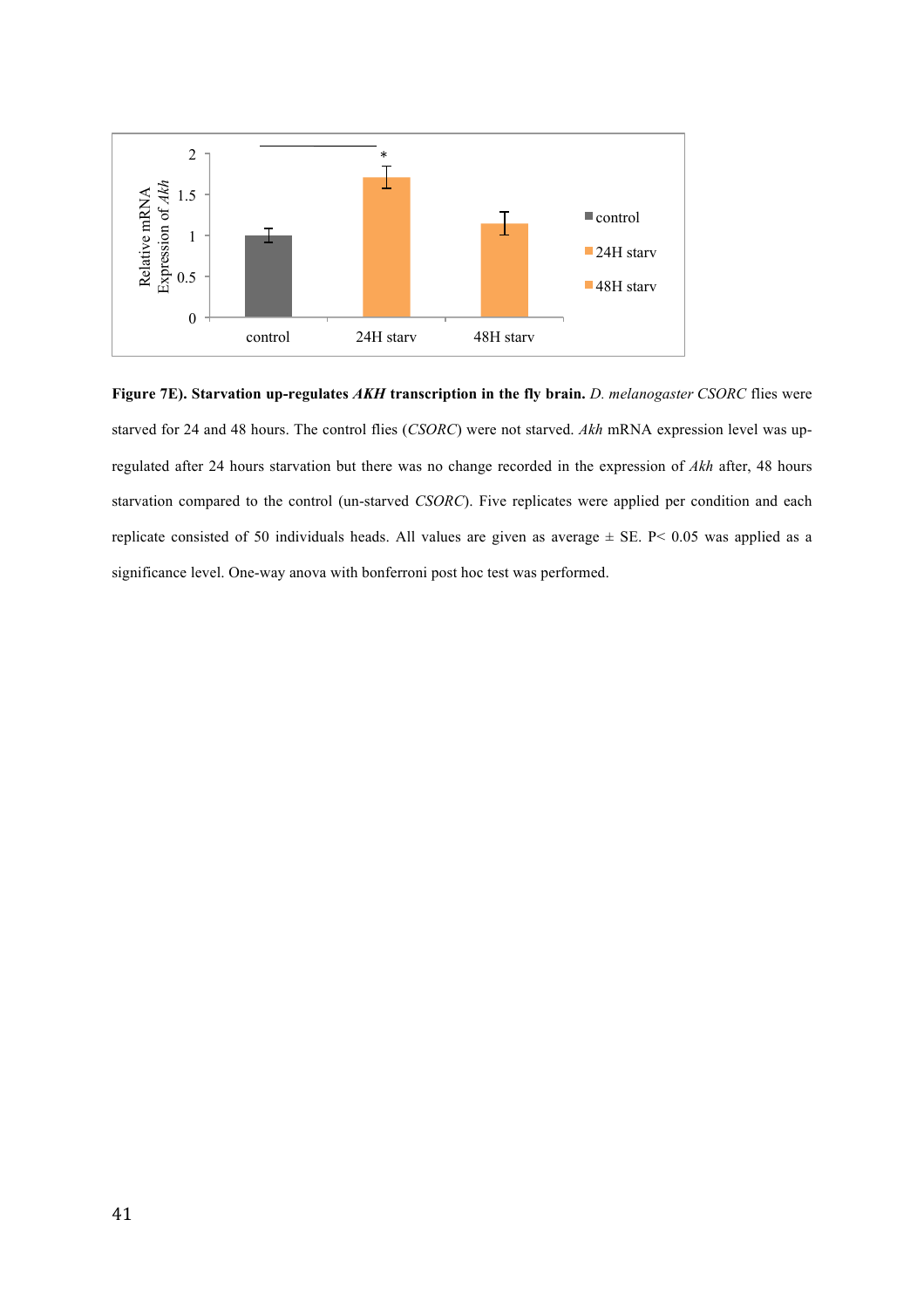**Figure 7E). Starvation up-regulates *AKH* transcription in the fly brain.** *D. melanogaster CSORC* flies were starved for 24 and 48 hours. The control flies (*CSORC*) were not starved. *Akh* mRNA expression level was up-regulated after 24 hours starvation but there was no change recorded in the expression of *Akh* after, 48 hours starvation compared to the control (un-starved *CSORC*). Five replicates were applied per condition and each replicate consisted of 50 individuals heads. All values are given as average ± SE. $P < 0.05$ was applied as a significance level. One-way anova with bonferroni post hoc test was performed.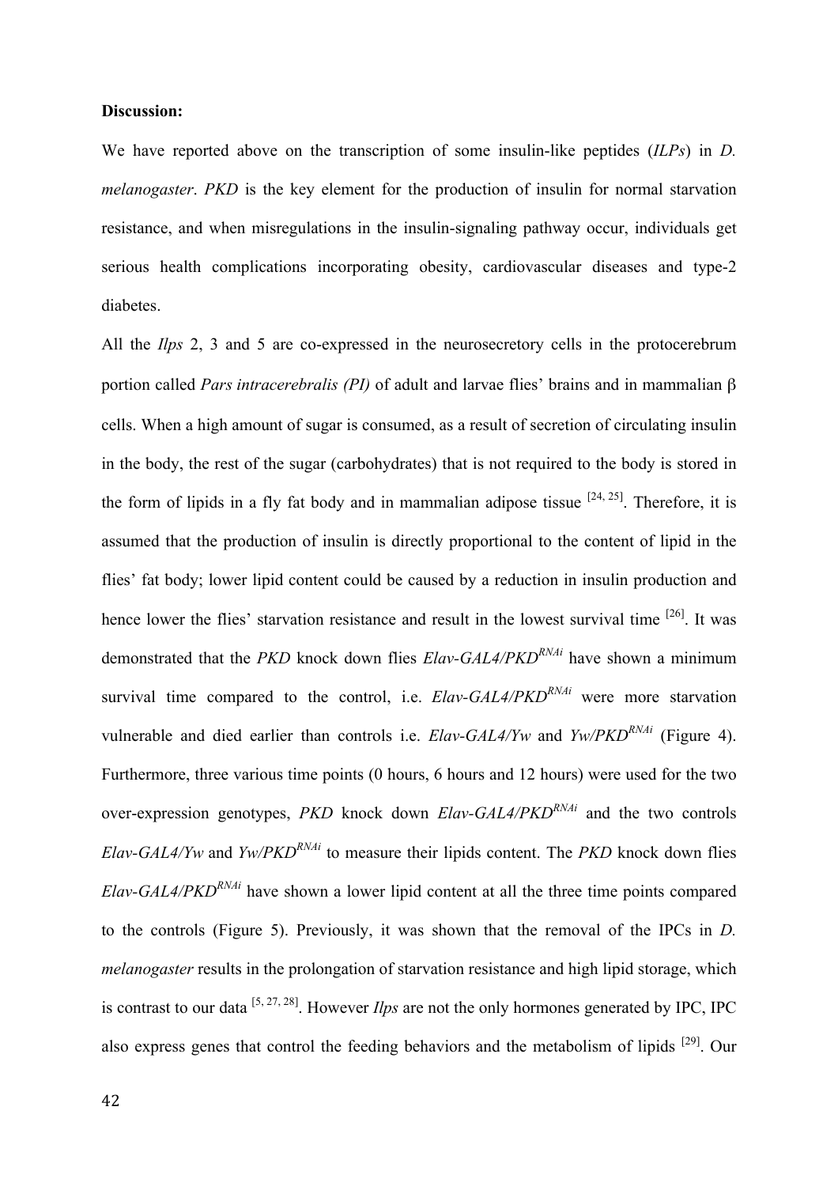**Discussion:**

We have reported above on the transcription of some insulin-like peptides (*ILPs*) in *D. melanogaster*. *PKD* is the key element for the production of insulin for normal starvation resistance, and when misregulations in the insulin-signaling pathway occur, individuals get serious health complications incorporating obesity, cardiovascular diseases and type-2 diabetes.

All the *Ilps* 2, 3 and 5 are co-expressed in the neurosecretory cells in the protocerebrum portion called *Pars intracerebralis (PI)* of adult and larvae flies' brains and in mammalian β cells. When a high amount of sugar is consumed, as a result of secretion of circulating insulin in the body, the rest of the sugar (carbohydrates) that is not required to the body is stored in the form of lipids in a fly fat body and in mammalian adipose tissue [24, 25]. Therefore, it is assumed that the production of insulin is directly proportional to the content of lipid in the flies' fat body; lower lipid content could be caused by a reduction in insulin production and hence lower the flies' starvation resistance and result in the lowest survival time [26]. It was demonstrated that the *PKD* knock down flies *Elav-GAL4/PKD$^{RNAi}$* have shown a minimum survival time compared to the control, i.e. *Elav-GAL4/PKD$^{RNAi}$* were more starvation vulnerable and died earlier than controls i.e. *Elav-GAL4/Yw* and *Yw/PKD$^{RNAi}$* (Figure 4). Furthermore, three various time points (0 hours, 6 hours and 12 hours) were used for the two over-expression genotypes, *PKD* knock down *Elav-GAL4/PKD$^{RNAi}$* and the two controls *Elav-GAL4/Yw* and *Yw/PKD$^{RNAi}$* to measure their lipids content. The *PKD* knock down flies *Elav-GAL4/PKD$^{RNAi}$* have shown a lower lipid content at all the three time points compared to the controls (Figure 5). Previously, it was shown that the removal of the IPCs in *D. melanogaster* results in the prolongation of starvation resistance and high lipid storage, which is contrast to our data [5, 27, 28]. However *Ilps* are not the only hormones generated by IPC, IPC also express genes that control the feeding behaviors and the metabolism of lipids [29]. Our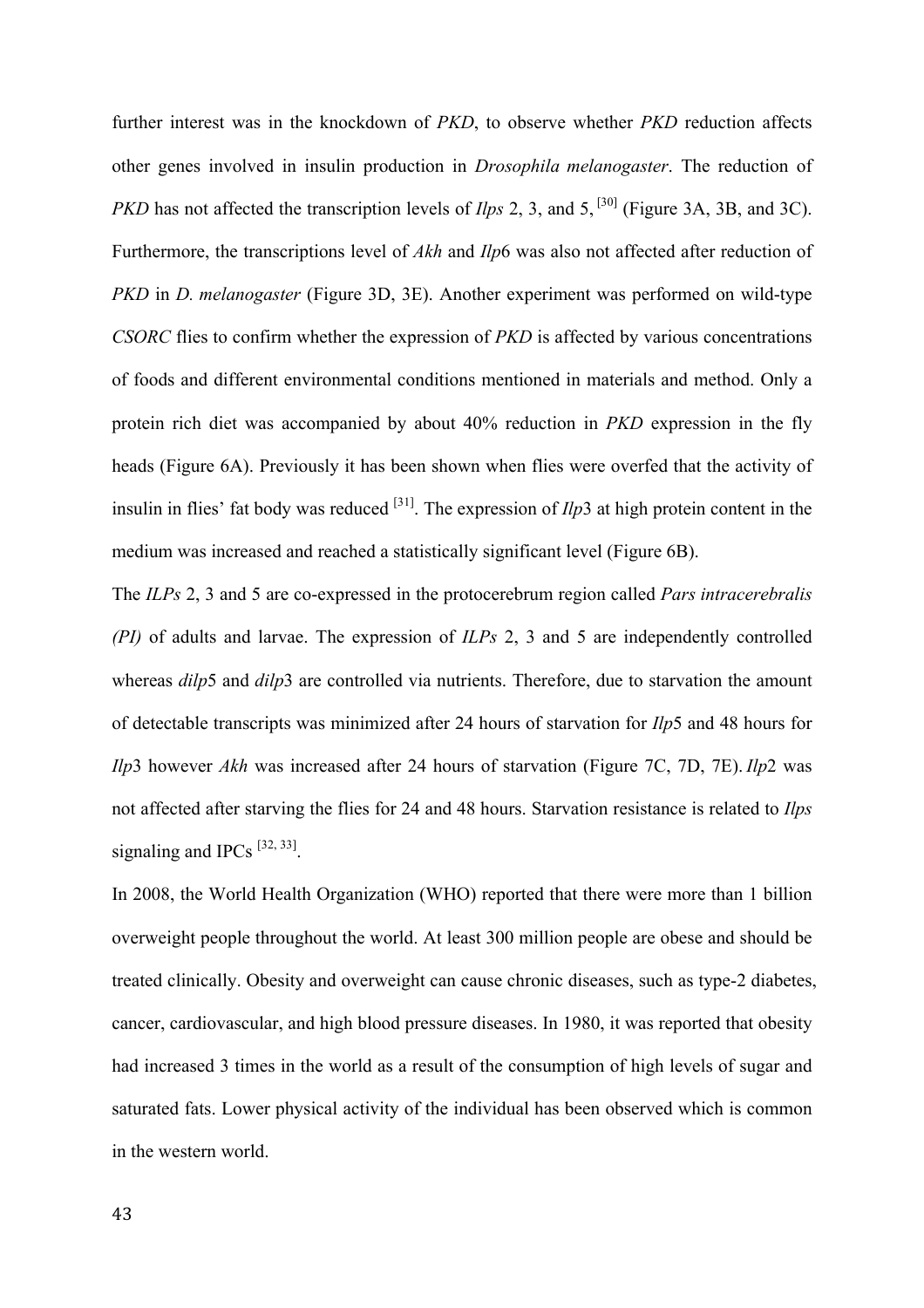further interest was in the knockdown of *PKD*, to observe whether *PKD* reduction affects other genes involved in insulin production in *Drosophila melanogaster*. The reduction of *PKD* has not affected the transcription levels of *Ilps* 2, 3, and 5, [30] (Figure 3A, 3B, and 3C). Furthermore, the transcriptions level of *Akh* and *Ilp*6 was also not affected after reduction of *PKD* in *D. melanogaster* (Figure 3D, 3E). Another experiment was performed on wild-type *CSORC* flies to confirm whether the expression of *PKD* is affected by various concentrations of foods and different environmental conditions mentioned in materials and method. Only a protein rich diet was accompanied by about 40% reduction in *PKD* expression in the fly heads (Figure 6A). Previously it has been shown when flies were overfed that the activity of insulin in flies' fat body was reduced [31]. The expression of *Ilp*3 at high protein content in the medium was increased and reached a statistically significant level (Figure 6B).

The *ILPs* 2, 3 and 5 are co-expressed in the protocerebrum region called *Pars intracerebralis (PI)* of adults and larvae. The expression of *ILPs* 2, 3 and 5 are independently controlled whereas *dilp*5 and *dilp*3 are controlled via nutrients. Therefore, due to starvation the amount of detectable transcripts was minimized after 24 hours of starvation for *Ilp*5 and 48 hours for *Ilp*3 however *Akh* was increased after 24 hours of starvation (Figure 7C, 7D, 7E). *Ilp*2 was not affected after starving the flies for 24 and 48 hours. Starvation resistance is related to *Ilps* signaling and IPCs [32, 33].

In 2008, the World Health Organization (WHO) reported that there were more than 1 billion overweight people throughout the world. At least 300 million people are obese and should be treated clinically. Obesity and overweight can cause chronic diseases, such as type-2 diabetes, cancer, cardiovascular, and high blood pressure diseases. In 1980, it was reported that obesity had increased 3 times in the world as a result of the consumption of high levels of sugar and saturated fats. Lower physical activity of the individual has been observed which is common in the western world.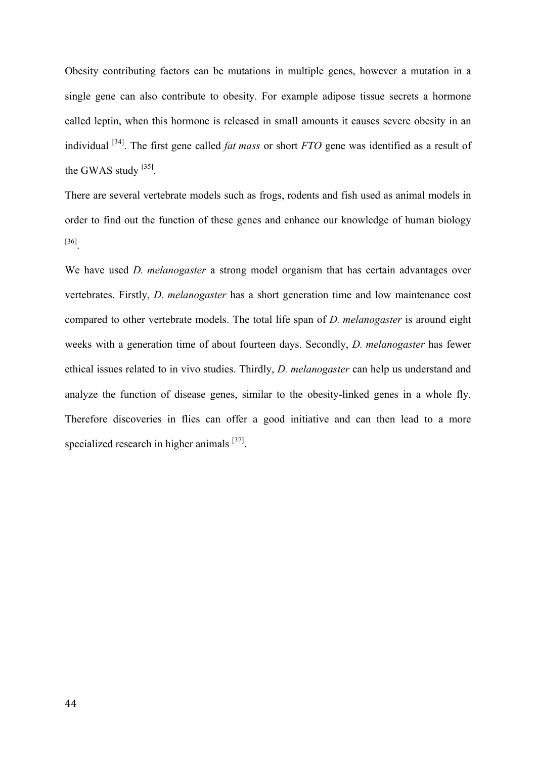Obesity contributing factors can be mutations in multiple genes, however a mutation in a single gene can also contribute to obesity. For example adipose tissue secrets a hormone called leptin, when this hormone is released in small amounts it causes severe obesity in an individual [34]. The first gene called *fat mass* or short *FTO* gene was identified as a result of the GWAS study [35].

There are several vertebrate models such as frogs, rodents and fish used as animal models in order to find out the function of these genes and enhance our knowledge of human biology [36].

We have used *D. melanogaster* a strong model organism that has certain advantages over vertebrates. Firstly, *D. melanogaster* has a short generation time and low maintenance cost compared to other vertebrate models. The total life span of *D. melanogaster* is around eight weeks with a generation time of about fourteen days. Secondly, *D. melanogaster* has fewer ethical issues related to in vivo studies. Thirdly, *D. melanogaster* can help us understand and analyze the function of disease genes, similar to the obesity-linked genes in a whole fly. Therefore discoveries in flies can offer a good initiative and can then lead to a more specialized research in higher animals [37].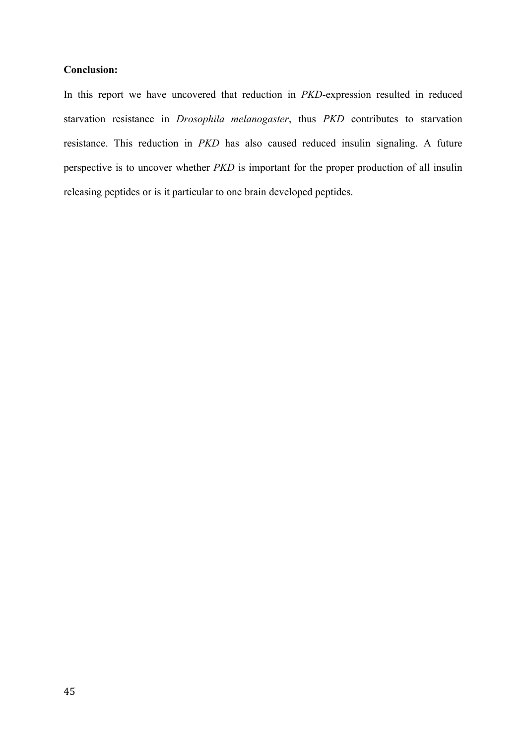**Conclusion:**

In this report we have uncovered that reduction in *PKD*-expression resulted in reduced starvation resistance in *Drosophila melanogaster*, thus *PKD* contributes to starvation resistance. This reduction in *PKD* has also caused reduced insulin signaling. A future perspective is to uncover whether *PKD* is important for the proper production of all insulin releasing peptides or is it particular to one brain developed peptides.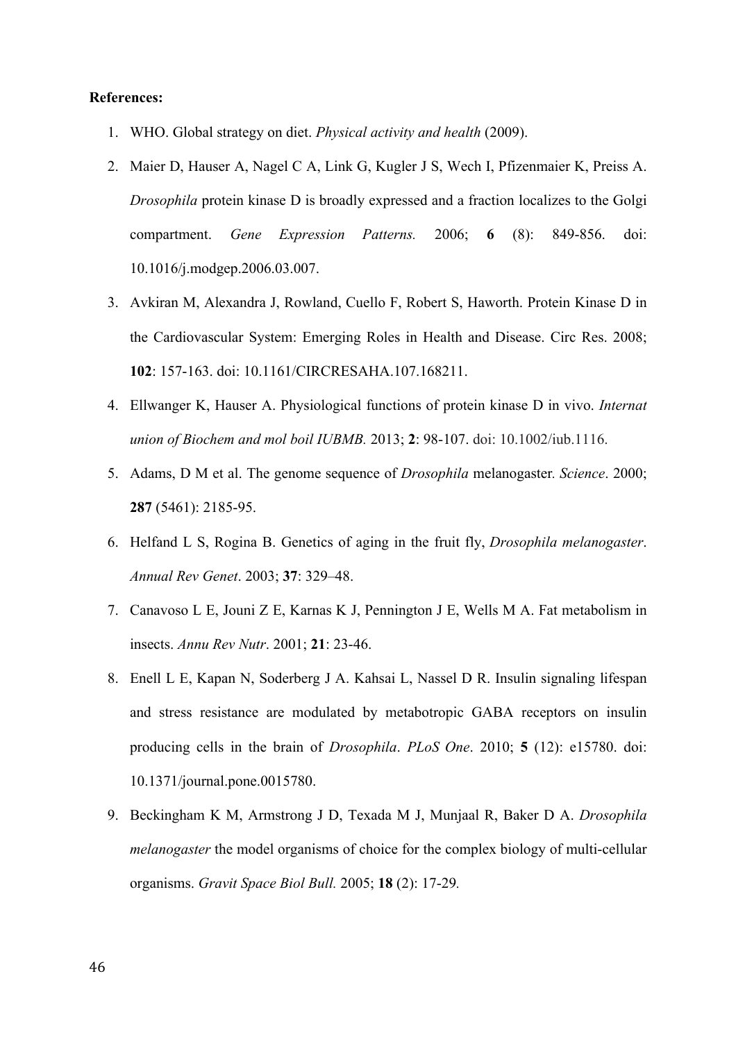**References:**

1. WHO. Global strategy on diet. *Physical activity and health* (2009).
2. Maier D, Hauser A, Nagel C A, Link G, Kugler J S, Wech I, Pfizenmaier K, Preiss A. *Drosophila* protein kinase D is broadly expressed and a fraction localizes to the Golgi compartment. *Gene Expression Patterns.* 2006; **6** (8): 849-856. doi: 10.1016/j.modgep.2006.03.007.
3. Avkiran M, Alexandra J, Rowland, Cuello F, Robert S, Haworth. Protein Kinase D in the Cardiovascular System: Emerging Roles in Health and Disease. Circ Res. 2008; **102**: 157-163. doi: 10.1161/CIRCRESAHA.107.168211.
4. Ellwanger K, Hauser A. Physiological functions of protein kinase D in vivo. *Internat union of Biochem and mol boil IUBMB.* 2013; **2**: 98-107. doi: 10.1002/iub.1116.
5. Adams, D M et al. The genome sequence of *Drosophila* melanogaster. *Science*. 2000; **287** (5461): 2185-95.
6. Helfand L S, Rogina B. Genetics of aging in the fruit fly, *Drosophila melanogaster*. *Annual Rev Genet*. 2003; **37**: 329–48.
7. Canavoso L E, Jouni Z E, Karnas K J, Pennington J E, Wells M A. Fat metabolism in insects. *Annu Rev Nutr*. 2001; **21**: 23-46.
8. Enell L E, Kapan N, Soderberg J A. Kahsai L, Nassel D R. Insulin signaling lifespan and stress resistance are modulated by metabotropic GABA receptors on insulin producing cells in the brain of *Drosophila*. *PLoS One*. 2010; **5** (12): e15780. doi: 10.1371/journal.pone.0015780.
9. Beckingham K M, Armstrong J D, Texada M J, Munjaal R, Baker D A. *Drosophila melanogaster* the model organisms of choice for the complex biology of multi-cellular organisms. *Gravit Space Biol Bull.* 2005; **18** (2): 17-29.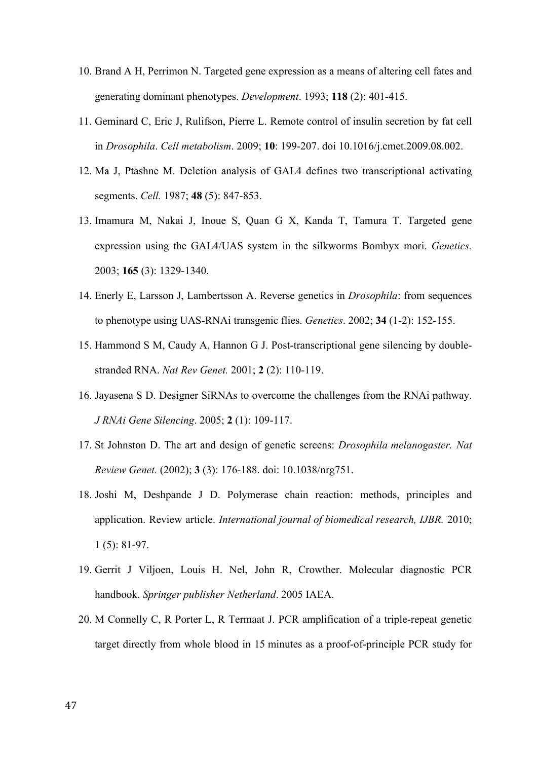10. Brand A H, Perrimon N. Targeted gene expression as a means of altering cell fates and generating dominant phenotypes. *Development*. 1993; **118** (2): 401-415.
11. Geminard C, Eric J, Rulifson, Pierre L. Remote control of insulin secretion by fat cell in *Drosophila*. *Cell metabolism*. 2009; **10**: 199-207. doi 10.1016/j.cmet.2009.08.002.
12. Ma J, Ptashne M. Deletion analysis of GAL4 defines two transcriptional activating segments. *Cell.* 1987; **48** (5): 847-853.
13. Imamura M, Nakai J, Inoue S, Quan G X, Kanda T, Tamura T. Targeted gene expression using the GAL4/UAS system in the silkworms Bombyx mori. *Genetics.* 2003; **165** (3): 1329-1340.
14. Enerly E, Larsson J, Lambertsson A. Reverse genetics in *Drosophila*: from sequences to phenotype using UAS-RNAi transgenic flies. *Genetics*. 2002; **34** (1-2): 152-155.
15. Hammond S M, Caudy A, Hannon G J. Post-transcriptional gene silencing by double-stranded RNA. *Nat Rev Genet.* 2001; **2** (2): 110-119.
16. Jayasena S D. Designer SiRNAs to overcome the challenges from the RNAi pathway. *J RNAi Gene Silencing*. 2005; **2** (1): 109-117.
17. St Johnston D. The art and design of genetic screens: *Drosophila melanogaster. Nat Review Genet.* (2002); **3** (3): 176-188. doi: 10.1038/nrg751.
18. Joshi M, Deshpande J D. Polymerase chain reaction: methods, principles and application. Review article. *International journal of biomedical research, IJBR.* 2010; 1 (5): 81-97.
19. Gerrit J Viljoen, Louis H. Nel, John R, Crowther. Molecular diagnostic PCR handbook. *Springer publisher Netherland*. 2005 IAEA.
20. M Connelly C, R Porter L, R Termaat J. PCR amplification of a triple-repeat genetic target directly from whole blood in 15 minutes as a proof-of-principle PCR study for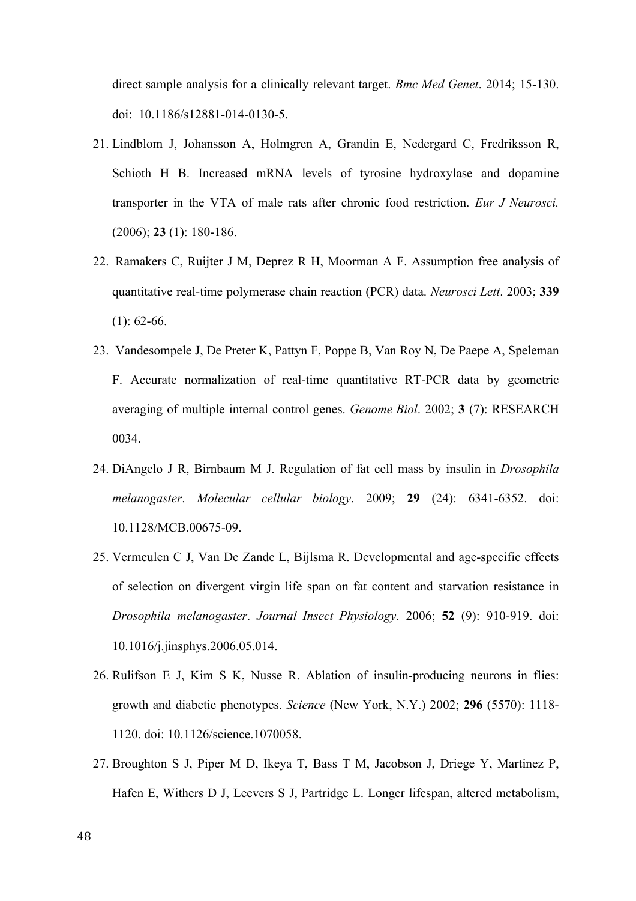direct sample analysis for a clinically relevant target. *Bmc Med Genet*. 2014; 15-130. doi: 10.1186/s12881-014-0130-5.

21. Lindblom J, Johansson A, Holmgren A, Grandin E, Nedergard C, Fredriksson R, Schioth H B. Increased mRNA levels of tyrosine hydroxylase and dopamine transporter in the VTA of male rats after chronic food restriction. *Eur J Neurosci.* (2006); **23** (1): 180-186.
22. Ramakers C, Ruijter J M, Deprez R H, Moorman A F. Assumption free analysis of quantitative real-time polymerase chain reaction (PCR) data. *Neurosci Lett*. 2003; **339** (1): 62-66.
23. Vandesompele J, De Preter K, Pattyn F, Poppe B, Van Roy N, De Paepe A, Speleman F. Accurate normalization of real-time quantitative RT-PCR data by geometric averaging of multiple internal control genes. *Genome Biol*. 2002; **3** (7): RESEARCH 0034.
24. DiAngelo J R, Birnbaum M J. Regulation of fat cell mass by insulin in *Drosophila melanogaster*. *Molecular cellular biology*. 2009; **29** (24): 6341-6352. doi: 10.1128/MCB.00675-09.
25. Vermeulen C J, Van De Zande L, Bijlsma R. Developmental and age-specific effects of selection on divergent virgin life span on fat content and starvation resistance in *Drosophila melanogaster*. *Journal Insect Physiology*. 2006; **52** (9): 910-919. doi: 10.1016/j.jinsphys.2006.05.014.
26. Rulifson E J, Kim S K, Nusse R. Ablation of insulin-producing neurons in flies: growth and diabetic phenotypes. *Science* (New York, N.Y.) 2002; **296** (5570): 1118-1120. doi: 10.1126/science.1070058.
27. Broughton S J, Piper M D, Ikeya T, Bass T M, Jacobson J, Driege Y, Martinez P, Hafen E, Withers D J, Leevers S J, Partridge L. Longer lifespan, altered metabolism,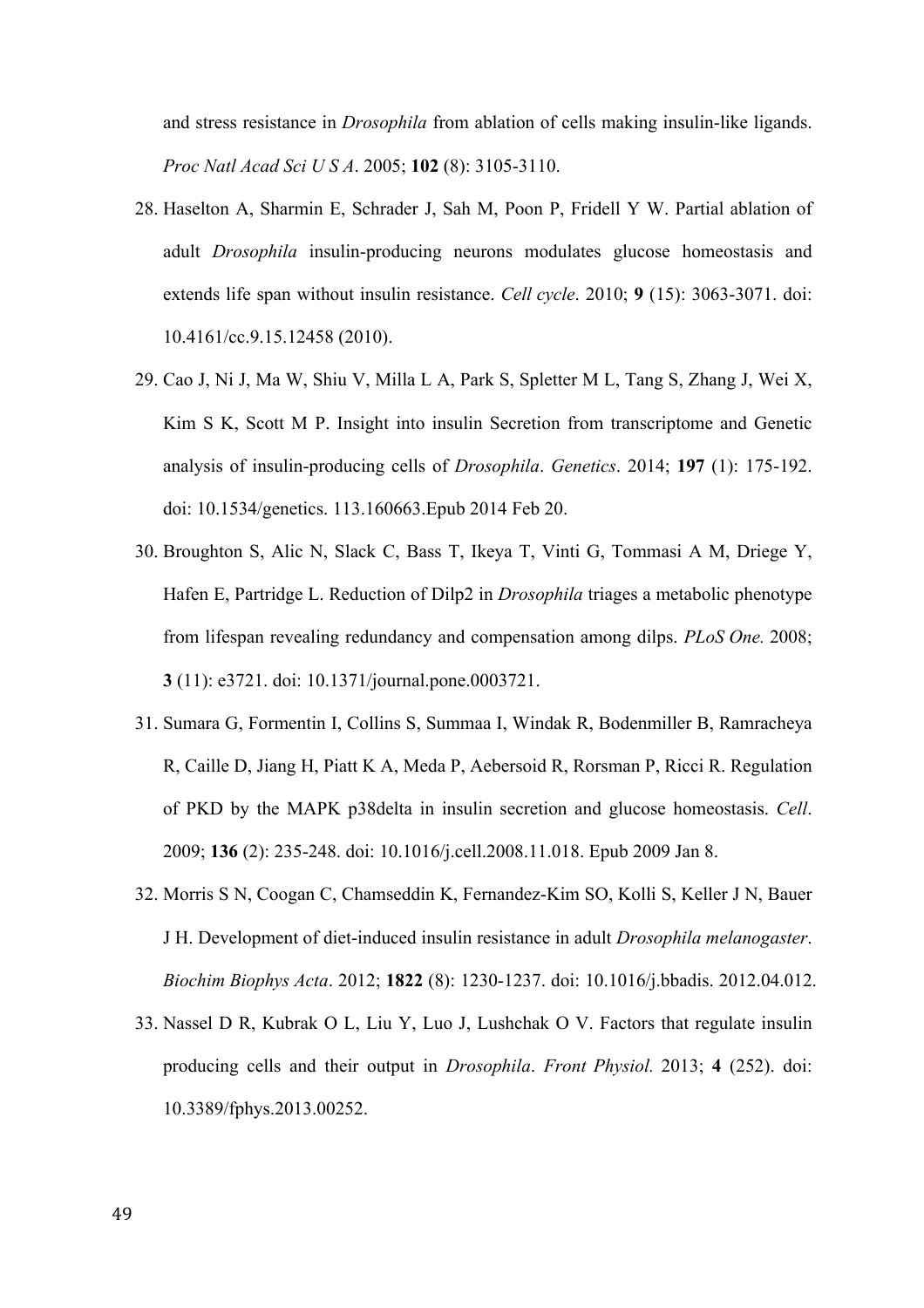and stress resistance in *Drosophila* from ablation of cells making insulin-like ligands. *Proc Natl Acad Sci U S A*. 2005; **102** (8): 3105-3110.

28. Haselton A, Sharmin E, Schrader J, Sah M, Poon P, Fridell Y W. Partial ablation of adult *Drosophila* insulin-producing neurons modulates glucose homeostasis and extends life span without insulin resistance. *Cell cycle*. 2010; **9** (15): 3063-3071. doi: 10.4161/cc.9.15.12458 (2010).
29. Cao J, Ni J, Ma W, Shiu V, Milla L A, Park S, Spletter M L, Tang S, Zhang J, Wei X, Kim S K, Scott M P. Insight into insulin Secretion from transcriptome and Genetic analysis of insulin-producing cells of *Drosophila*. *Genetics*. 2014; **197** (1): 175-192. doi: 10.1534/genetics. 113.160663.Epub 2014 Feb 20.
30. Broughton S, Alic N, Slack C, Bass T, Ikeya T, Vinti G, Tommasi A M, Driege Y, Hafen E, Partridge L. Reduction of Dilp2 in *Drosophila* triages a metabolic phenotype from lifespan revealing redundancy and compensation among dilps. *PLoS One.* 2008; **3** (11): e3721. doi: 10.1371/journal.pone.0003721.
31. Sumara G, Formentin I, Collins S, Summaa I, Windak R, Bodenmiller B, Ramracheya R, Caille D, Jiang H, Piatt K A, Meda P, Aebersoid R, Rorsman P, Ricci R. Regulation of PKD by the MAPK p38delta in insulin secretion and glucose homeostasis. *Cell*. 2009; **136** (2): 235-248. doi: 10.1016/j.cell.2008.11.018. Epub 2009 Jan 8.
32. Morris S N, Coogan C, Chamseddin K, Fernandez-Kim SO, Kolli S, Keller J N, Bauer J H. Development of diet-induced insulin resistance in adult *Drosophila melanogaster*. *Biochim Biophys Acta*. 2012; **1822** (8): 1230-1237. doi: 10.1016/j.bbadis. 2012.04.012.
33. Nassel D R, Kubrak O L, Liu Y, Luo J, Lushchak O V. Factors that regulate insulin producing cells and their output in *Drosophila*. *Front Physiol.* 2013; **4** (252). doi: 10.3389/fphys.2013.00252.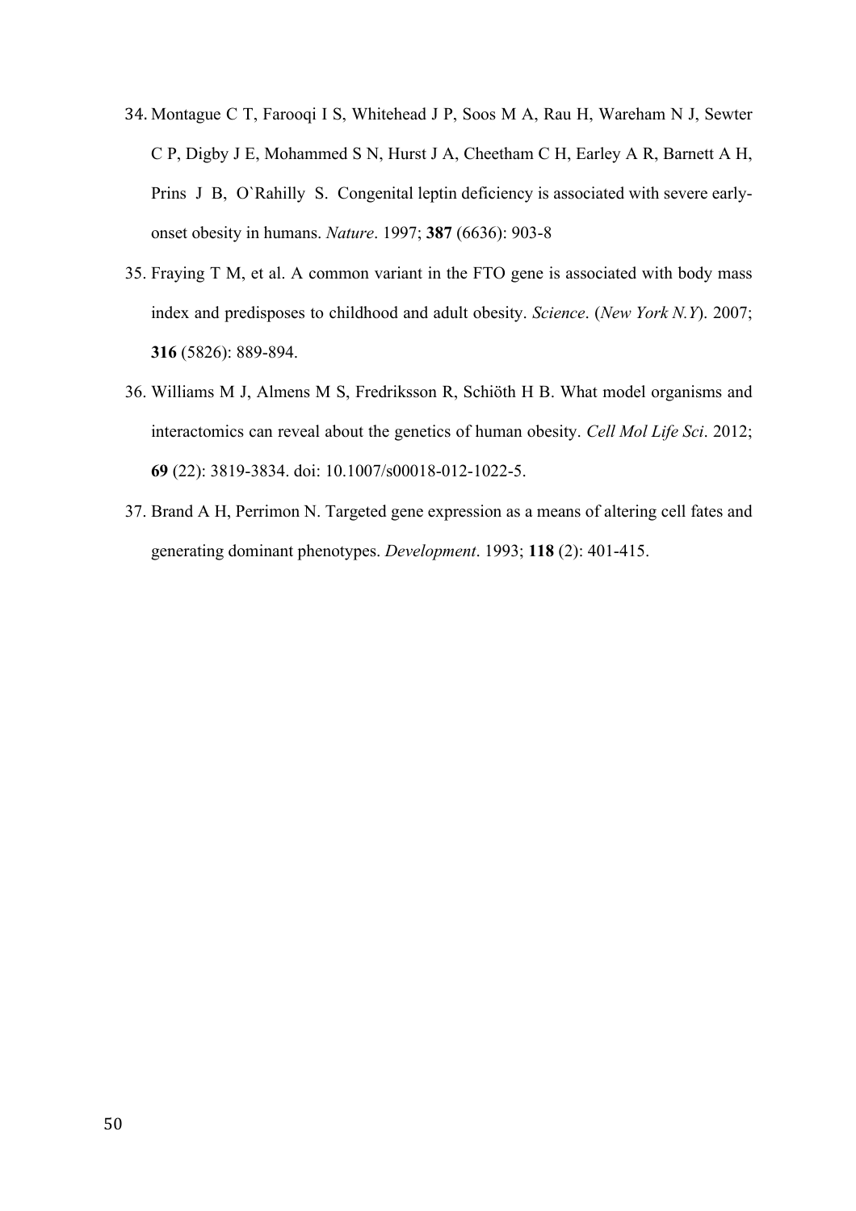34. Montague C T, Farooqi I S, Whitehead J P, Soos M A, Rau H, Wareham N J, Sewter C P, Digby J E, Mohammed S N, Hurst J A, Cheetham C H, Earley A R, Barnett A H, Prins J B, O`Rahilly S. Congenital leptin deficiency is associated with severe early-onset obesity in humans. *Nature*. 1997; **387** (6636): 903-8
35. Fraying T M, et al. A common variant in the FTO gene is associated with body mass index and predisposes to childhood and adult obesity. *Science*. (*New York N.Y*). 2007; **316** (5826): 889-894.
36. Williams M J, Almens M S, Fredriksson R, Schiöth H B. What model organisms and interactomics can reveal about the genetics of human obesity. *Cell Mol Life Sci*. 2012; **69** (22): 3819-3834. doi: 10.1007/s00018-012-1022-5.
37. Brand A H, Perrimon N. Targeted gene expression as a means of altering cell fates and generating dominant phenotypes. *Development*. 1993; **118** (2): 401-415.